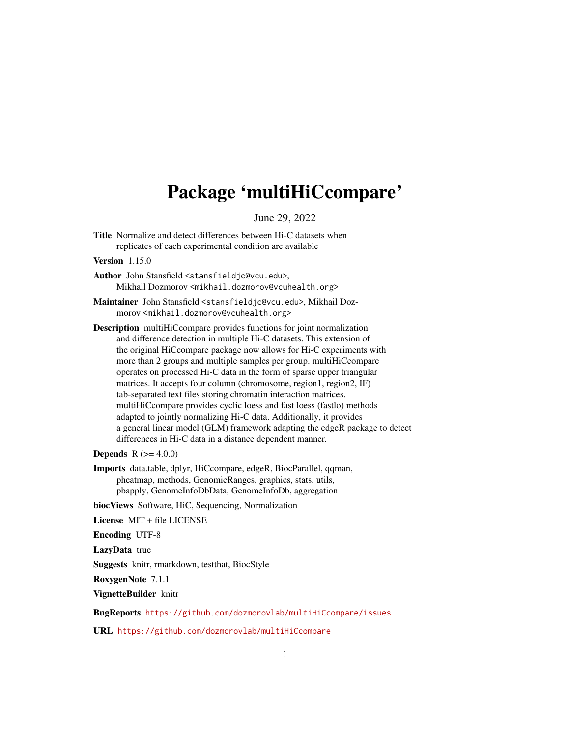# Package 'multiHiCcompare'

June 29, 2022

**Title** Normalize and detect differences between Hi-C datasets when replicates of each experimental condition are available

**Version** 1.15.0

**Author** John Stansfield <stansfieldjc@vcu.edu>, Mikhail Dozmorov <mikhail.dozmorov@vcuhealth.org>

**Maintainer** John Stansfield <stansfieldjc@vcu.edu>, Mikhail Dozmorov <mikhail.dozmorov@vcuhealth.org>

**Description** multiHiCcompare provides functions for joint normalization and difference detection in multiple Hi-C datasets. This extension of the original HiCcompare package now allows for Hi-C experiments with more than 2 groups and multiple samples per group. multiHiCcompare operates on processed Hi-C data in the form of sparse upper triangular matrices. It accepts four column (chromosome, region1, region2, IF) tab-separated text files storing chromatin interaction matrices. multiHiCcompare provides cyclic loess and fast loess (fastlo) methods adapted to jointly normalizing Hi-C data. Additionally, it provides a general linear model (GLM) framework adapting the edgeR package to detect differences in Hi-C data in a distance dependent manner.

**Depends** R (>= 4.0.0)

**Imports** data.table, dplyr, HiCcompare, edgeR, BiocParallel, qqman, pheatmap, methods, GenomicRanges, graphics, stats, utils, pbapply, GenomeInfoDbData, GenomeInfoDb, aggregation

**biocViews** Software, HiC, Sequencing, Normalization

**License** MIT + file LICENSE

**Encoding** UTF-8

**LazyData** true

**Suggests** knitr, rmarkdown, testthat, BiocStyle

**RoxygenNote** 7.1.1

**VignetteBuilder** knitr

**BugReports** https://github.com/dozmorovlab/multiHiCcompare/issues

**URL** https://github.com/dozmorovlab/multiHiCcompare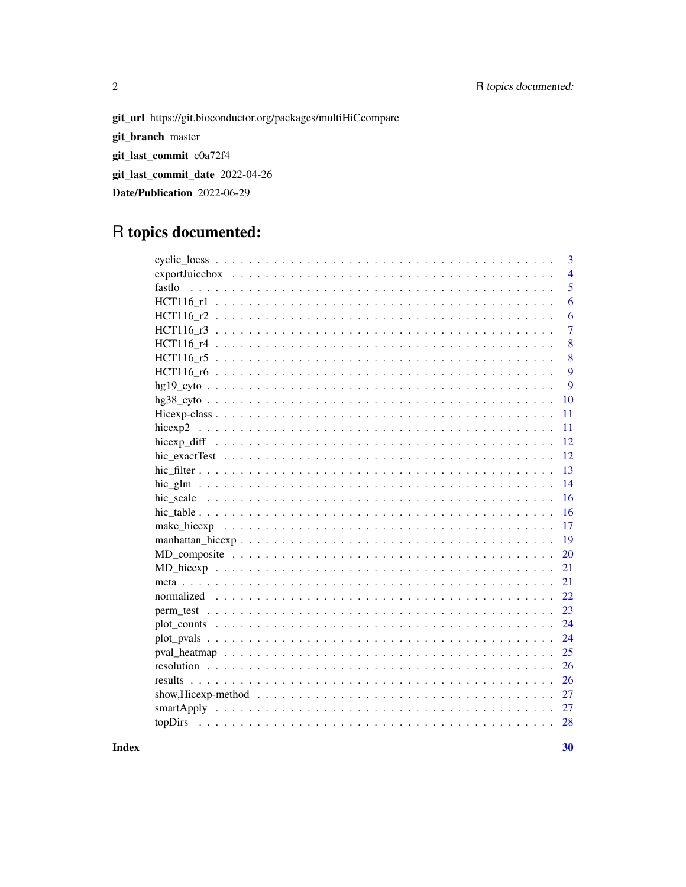**git_url** https://git.bioconductor.org/packages/multiHiCcompare

**git_branch** master

**git_last_commit** c0a72f4

**git_last_commit_date** 2022-04-26

**Date/Publication** 2022-06-29

# R topics documented:

| | |
|---|---|
| cyclic_loess | 3 |
| exportJuicebox | 4 |
| fastlo | 5 |
| HCT116_r1 | 6 |
| HCT116_r2 | 6 |
| HCT116_r3 | 7 |
| HCT116_r4 | 8 |
| HCT116_r5 | 8 |
| HCT116_r6 | 9 |
| hg19_cyto | 9 |
| hg38_cyto | 10 |
| Hicexp-class | 11 |
| hicexp2 | 11 |
| hicexp_diff | 12 |
| hic_exactTest | 12 |
| hic_filter | 13 |
| hic_glm | 14 |
| hic_scale | 16 |
| hic_table | 16 |
| make_hicexp | 17 |
| manhattan_hicexp | 19 |
| MD_composite | 20 |
| MD_hicexp | 21 |
| meta | 21 |
| normalized | 22 |
| perm_test | 23 |
| plot_counts | 24 |
| plot_pvals | 24 |
| pval_heatmap | 25 |
| resolution | 26 |
| results | 26 |
| show,Hicexp-method | 27 |
| smartApply | 27 |
| topDirs | 28 |
| **Index** | **30** |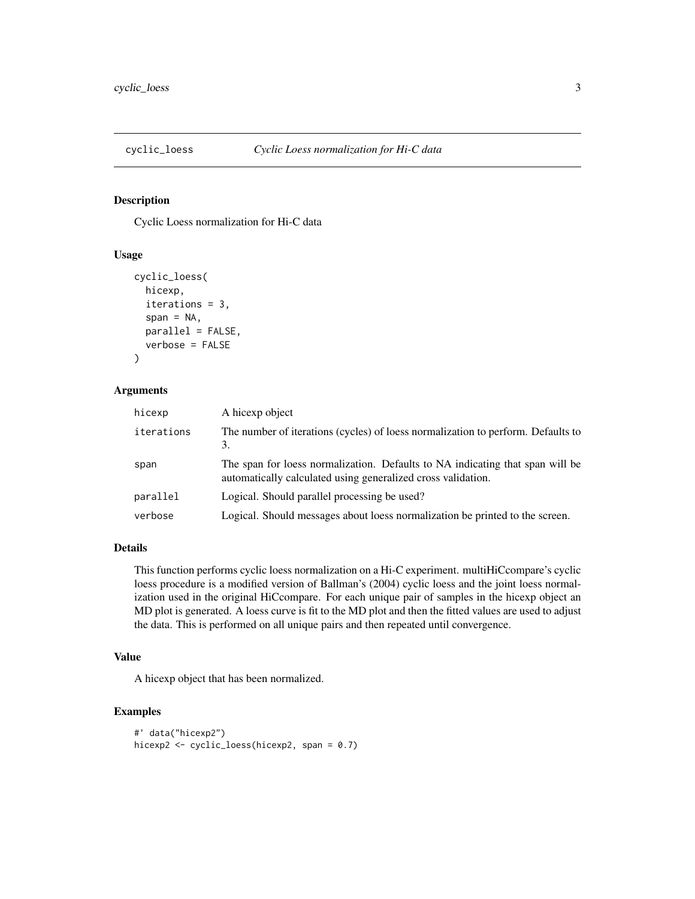# cyclic_loess *Cyclic Loess normalization for Hi-C data*

## Description

Cyclic Loess normalization for Hi-C data

## Usage

```
cyclic_loess(
  hicexp,
  iterations = 3,
  span = NA,
  parallel = FALSE,
  verbose = FALSE
)
```

## Arguments

| | |
|---|---|
| hicexp | A hicexp object |
| iterations | The number of iterations (cycles) of loess normalization to perform. Defaults to 3. |
| span | The span for loess normalization. Defaults to NA indicating that span will be automatically calculated using generalized cross validation. |
| parallel | Logical. Should parallel processing be used? |
| verbose | Logical. Should messages about loess normalization be printed to the screen. |

## Details

This function performs cyclic loess normalization on a Hi-C experiment. multiHiCcompare's cyclic loess procedure is a modified version of Ballman's (2004) cyclic loess and the joint loess normalization used in the original HiCcompare. For each unique pair of samples in the hicexp object an MD plot is generated. A loess curve is fit to the MD plot and then the fitted values are used to adjust the data. This is performed on all unique pairs and then repeated until convergence.

## Value

A hicexp object that has been normalized.

## Examples

```
#' data("hicexp2")
hicexp2 <- cyclic_loess(hicexp2, span = 0.7)
```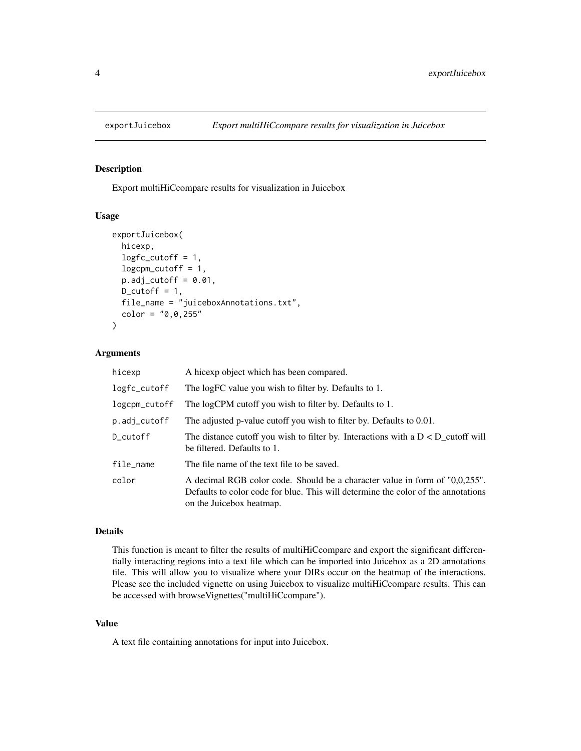## exportJuicebox *Export multiHiCcompare results for visualization in Juicebox*

### Description

Export multiHiCcompare results for visualization in Juicebox

### Usage

```
exportJuicebox(
  hicexp,
  logfc_cutoff = 1,
  logcpm_cutoff = 1,
  p.adj_cutoff = 0.01,
  D_cutoff = 1,
  file_name = "juiceboxAnnotations.txt",
  color = "0,0,255"
)
```

### Arguments

| | |
|---|---|
| hicexp | A hicexp object which has been compared. |
| logfc_cutoff | The logFC value you wish to filter by. Defaults to 1. |
| logcpm_cutoff | The logCPM cutoff you wish to filter by. Defaults to 1. |
| p.adj_cutoff | The adjusted p-value cutoff you wish to filter by. Defaults to 0.01. |
| D_cutoff | The distance cutoff you wish to filter by. Interactions with a D < D_cutoff will be filtered. Defaults to 1. |
| file_name | The file name of the text file to be saved. |
| color | A decimal RGB color code. Should be a character value in form of "0,0,255". Defaults to color code for blue. This will determine the color of the annotations on the Juicebox heatmap. |

### Details

This function is meant to filter the results of multiHiCcompare and export the significant differentially interacting regions into a text file which can be imported into Juicebox as a 2D annotations file. This will allow you to visualize where your DIRs occur on the heatmap of the interactions. Please see the included vignette on using Juicebox to visualize multiHiCcompare results. This can be accessed with browseVignettes("multiHiCcompare").

### Value

A text file containing annotations for input into Juicebox.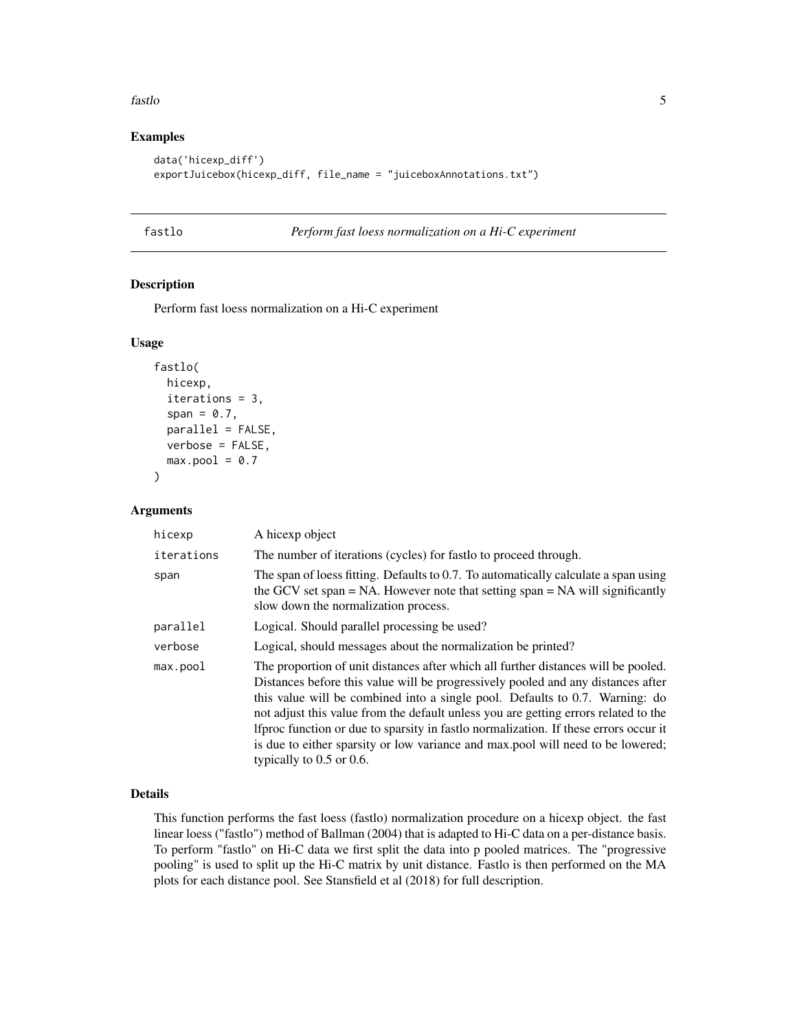## Examples

```
data('hicexp_diff')
exportJuicebox(hicexp_diff, file_name = "juiceboxAnnotations.txt")
```

---

## fastlo — *Perform fast loess normalization on a Hi-C experiment*

---

### Description

Perform fast loess normalization on a Hi-C experiment

### Usage

```
fastlo(
  hicexp,
  iterations = 3,
  span = 0.7,
  parallel = FALSE,
  verbose = FALSE,
  max.pool = 0.7
)
```

### Arguments

| | |
|---|---|
| hicexp | A hicexp object |
| iterations | The number of iterations (cycles) for fastlo to proceed through. |
| span | The span of loess fitting. Defaults to 0.7. To automatically calculate a span using the GCV set span = NA. However note that setting span = NA will significantly slow down the normalization process. |
| parallel | Logical. Should parallel processing be used? |
| verbose | Logical, should messages about the normalization be printed? |
| max.pool | The proportion of unit distances after which all further distances will be pooled. Distances before this value will be progressively pooled and any distances after this value will be combined into a single pool. Defaults to 0.7. Warning: do not adjust this value from the default unless you are getting errors related to the lfproc function or due to sparsity in fastlo normalization. If these errors occur it is due to either sparsity or low variance and max.pool will need to be lowered; typically to 0.5 or 0.6. |

### Details

This function performs the fast loess (fastlo) normalization procedure on a hicexp object. the fast linear loess ("fastlo") method of Ballman (2004) that is adapted to Hi-C data on a per-distance basis. To perform "fastlo" on Hi-C data we first split the data into p pooled matrices. The "progressive pooling" is used to split up the Hi-C matrix by unit distance. Fastlo is then performed on the MA plots for each distance pool. See Stansfield et al (2018) for full description.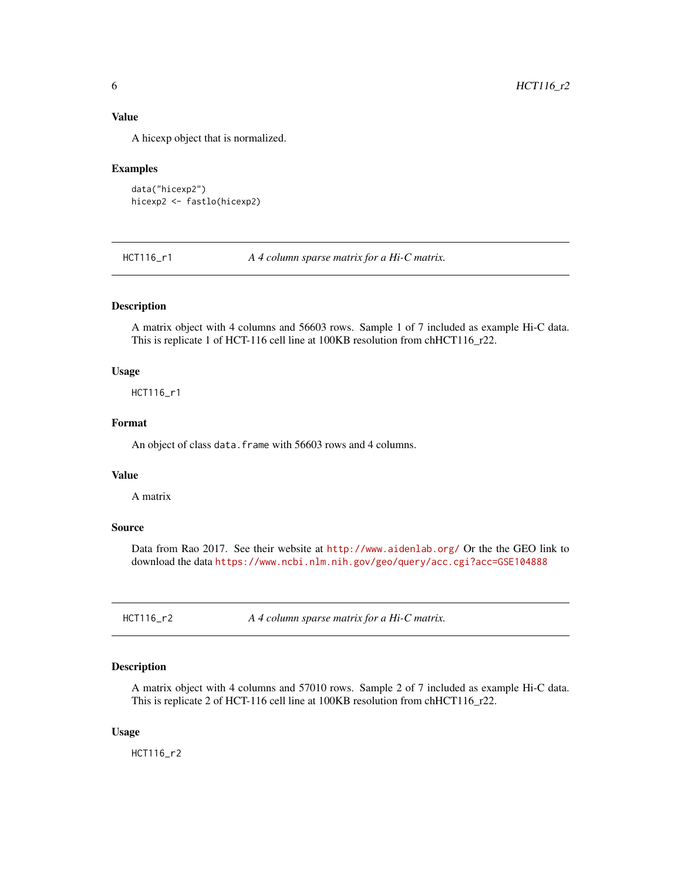### Value

A hicexp object that is normalized.

### Examples

```
data("hicexp2")
hicexp2 <- fastlo(hicexp2)
```

---

## HCT116_r1 — *A 4 column sparse matrix for a Hi-C matrix.*

### Description

A matrix object with 4 columns and 56603 rows. Sample 1 of 7 included as example Hi-C data. This is replicate 1 of HCT-116 cell line at 100KB resolution from chHCT116_r22.

### Usage

```
HCT116_r1
```

### Format

An object of class `data.frame` with 56603 rows and 4 columns.

### Value

A matrix

### Source

Data from Rao 2017. See their website at http://www.aidenlab.org/ Or the the GEO link to download the data https://www.ncbi.nlm.nih.gov/geo/query/acc.cgi?acc=GSE104888

---

## HCT116_r2 — *A 4 column sparse matrix for a Hi-C matrix.*

### Description

A matrix object with 4 columns and 57010 rows. Sample 2 of 7 included as example Hi-C data. This is replicate 2 of HCT-116 cell line at 100KB resolution from chHCT116_r22.

### Usage

```
HCT116_r2
```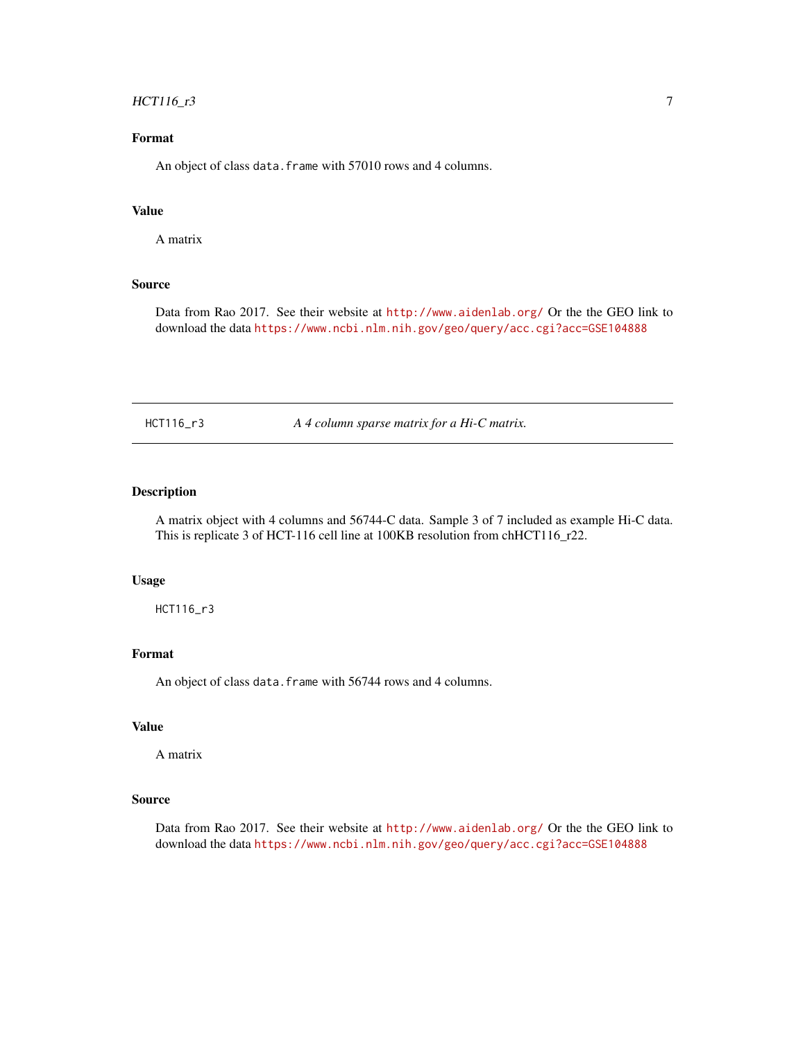### Format

An object of class `data.frame` with 57010 rows and 4 columns.

### Value

A matrix

### Source

Data from Rao 2017. See their website at http://www.aidenlab.org/ Or the the GEO link to download the data https://www.ncbi.nlm.nih.gov/geo/query/acc.cgi?acc=GSE104888

---

## HCT116_r3 — *A 4 column sparse matrix for a Hi-C matrix.*

### Description

A matrix object with 4 columns and 56744-C data. Sample 3 of 7 included as example Hi-C data. This is replicate 3 of HCT-116 cell line at 100KB resolution from chHCT116_r22.

### Usage

```
HCT116_r3
```

### Format

An object of class `data.frame` with 56744 rows and 4 columns.

### Value

A matrix

### Source

Data from Rao 2017. See their website at http://www.aidenlab.org/ Or the the GEO link to download the data https://www.ncbi.nlm.nih.gov/geo/query/acc.cgi?acc=GSE104888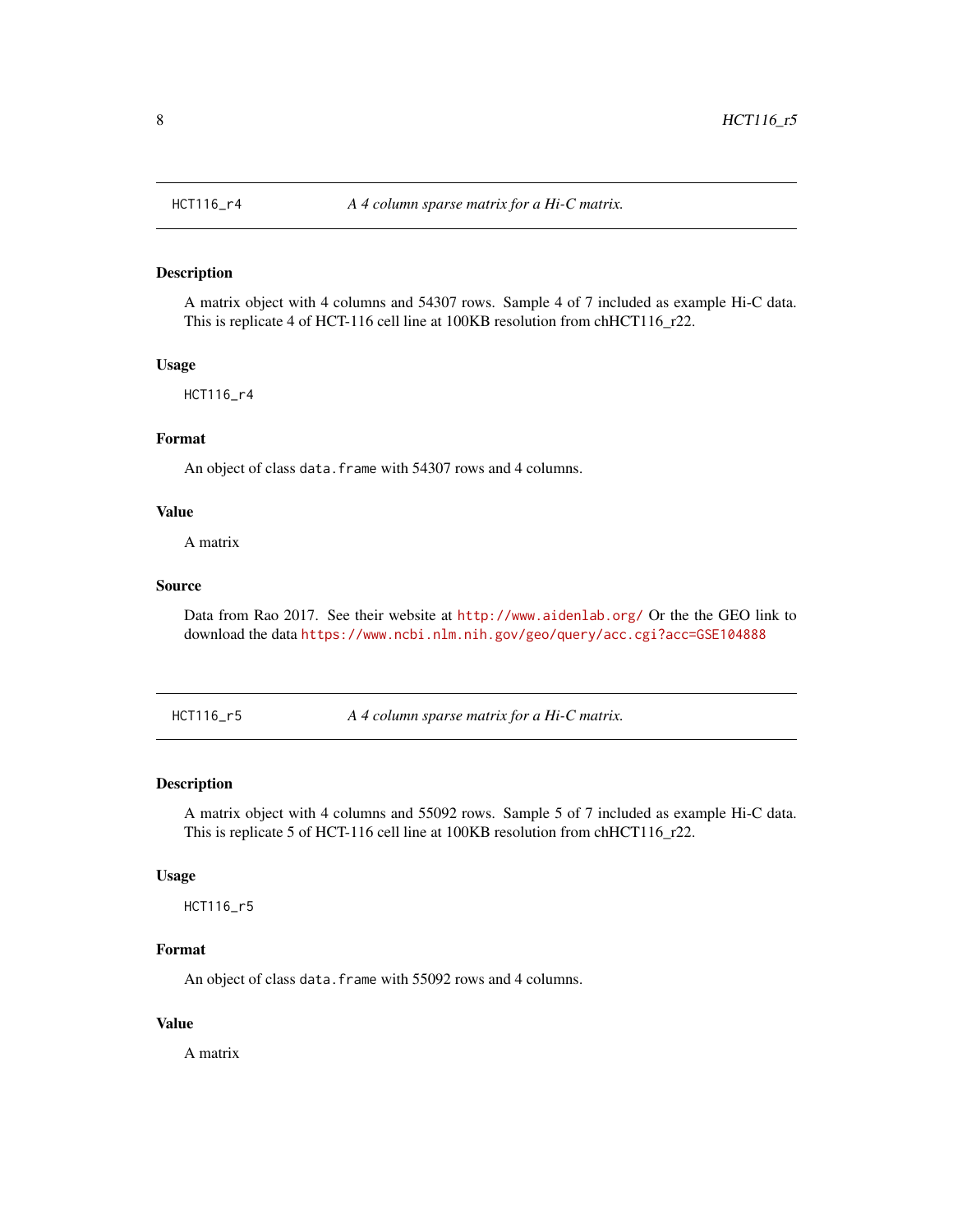## HCT116_r4 — *A 4 column sparse matrix for a Hi-C matrix.*

### Description

A matrix object with 4 columns and 54307 rows. Sample 4 of 7 included as example Hi-C data. This is replicate 4 of HCT-116 cell line at 100KB resolution from chHCT116_r22.

### Usage

```
HCT116_r4
```

### Format

An object of class `data.frame` with 54307 rows and 4 columns.

### Value

A matrix

### Source

Data from Rao 2017. See their website at http://www.aidenlab.org/ Or the the GEO link to download the data https://www.ncbi.nlm.nih.gov/geo/query/acc.cgi?acc=GSE104888

## HCT116_r5 — *A 4 column sparse matrix for a Hi-C matrix.*

### Description

A matrix object with 4 columns and 55092 rows. Sample 5 of 7 included as example Hi-C data. This is replicate 5 of HCT-116 cell line at 100KB resolution from chHCT116_r22.

### Usage

```
HCT116_r5
```

### Format

An object of class `data.frame` with 55092 rows and 4 columns.

### Value

A matrix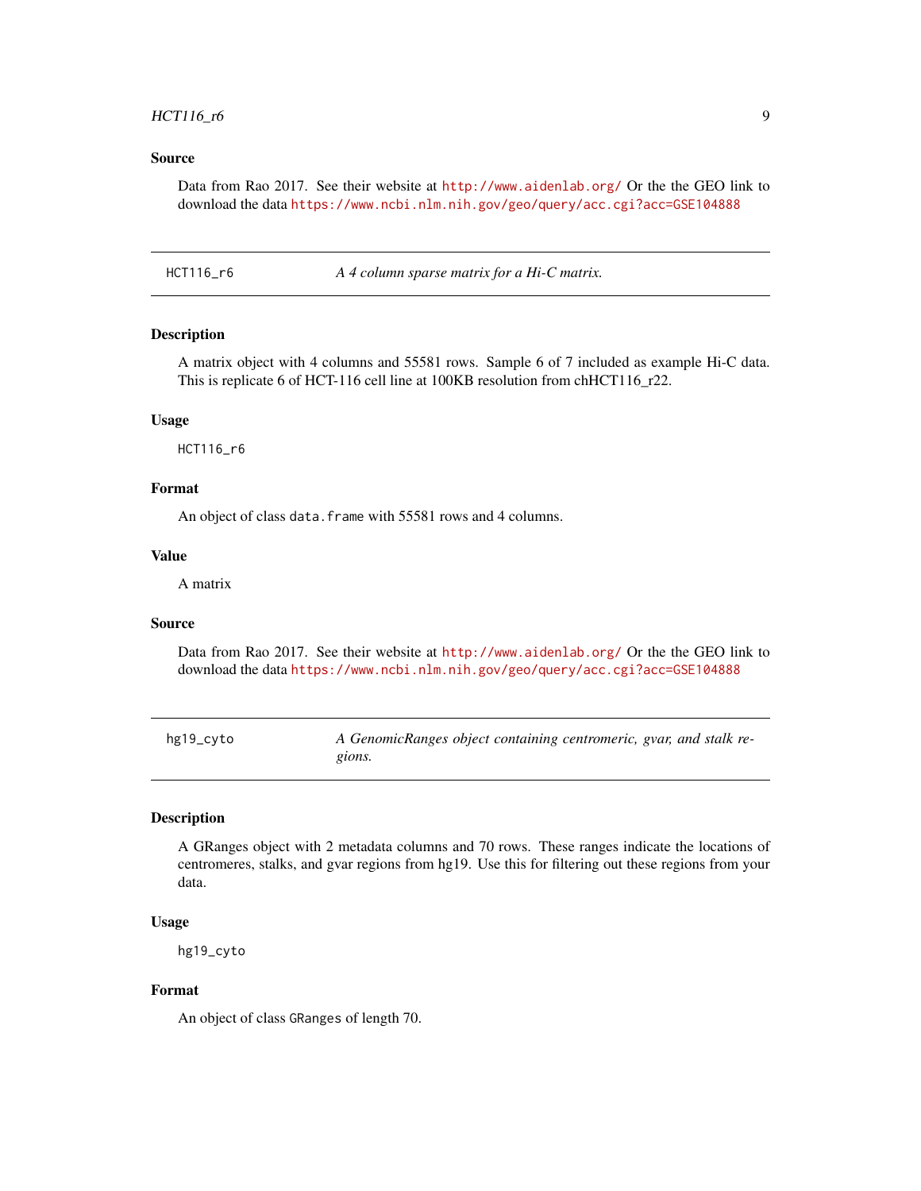### Source

Data from Rao 2017. See their website at http://www.aidenlab.org/ Or the the GEO link to download the data https://www.ncbi.nlm.nih.gov/geo/query/acc.cgi?acc=GSE104888

---

## HCT116_r6 — *A 4 column sparse matrix for a Hi-C matrix.*

---

### Description

A matrix object with 4 columns and 55581 rows. Sample 6 of 7 included as example Hi-C data. This is replicate 6 of HCT-116 cell line at 100KB resolution from chHCT116_r22.

### Usage

```
HCT116_r6
```

### Format

An object of class `data.frame` with 55581 rows and 4 columns.

### Value

A matrix

### Source

Data from Rao 2017. See their website at http://www.aidenlab.org/ Or the the GEO link to download the data https://www.ncbi.nlm.nih.gov/geo/query/acc.cgi?acc=GSE104888

---

## hg19_cyto — *A GenomicRanges object containing centromeric, gvar, and stalk regions.*

---

### Description

A GRanges object with 2 metadata columns and 70 rows. These ranges indicate the locations of centromeres, stalks, and gvar regions from hg19. Use this for filtering out these regions from your data.

### Usage

```
hg19_cyto
```

### Format

An object of class `GRanges` of length 70.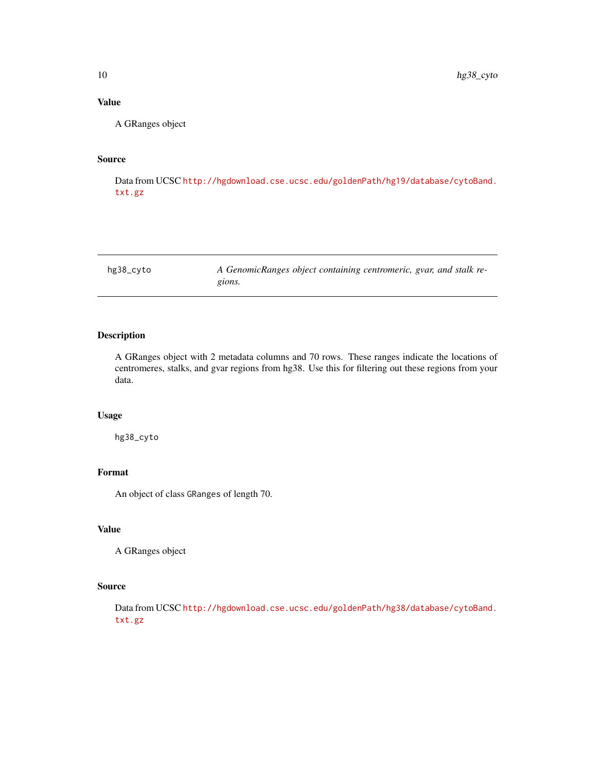### Value

A GRanges object

### Source

Data from UCSC http://hgdownload.cse.ucsc.edu/goldenPath/hg19/database/cytoBand.txt.gz

---

## hg38_cyto — *A GenomicRanges object containing centromeric, gvar, and stalk regions.*

---

### Description

A GRanges object with 2 metadata columns and 70 rows. These ranges indicate the locations of centromeres, stalks, and gvar regions from hg38. Use this for filtering out these regions from your data.

### Usage

```
hg38_cyto
```

### Format

An object of class `GRanges` of length 70.

### Value

A GRanges object

### Source

Data from UCSC http://hgdownload.cse.ucsc.edu/goldenPath/hg38/database/cytoBand.txt.gz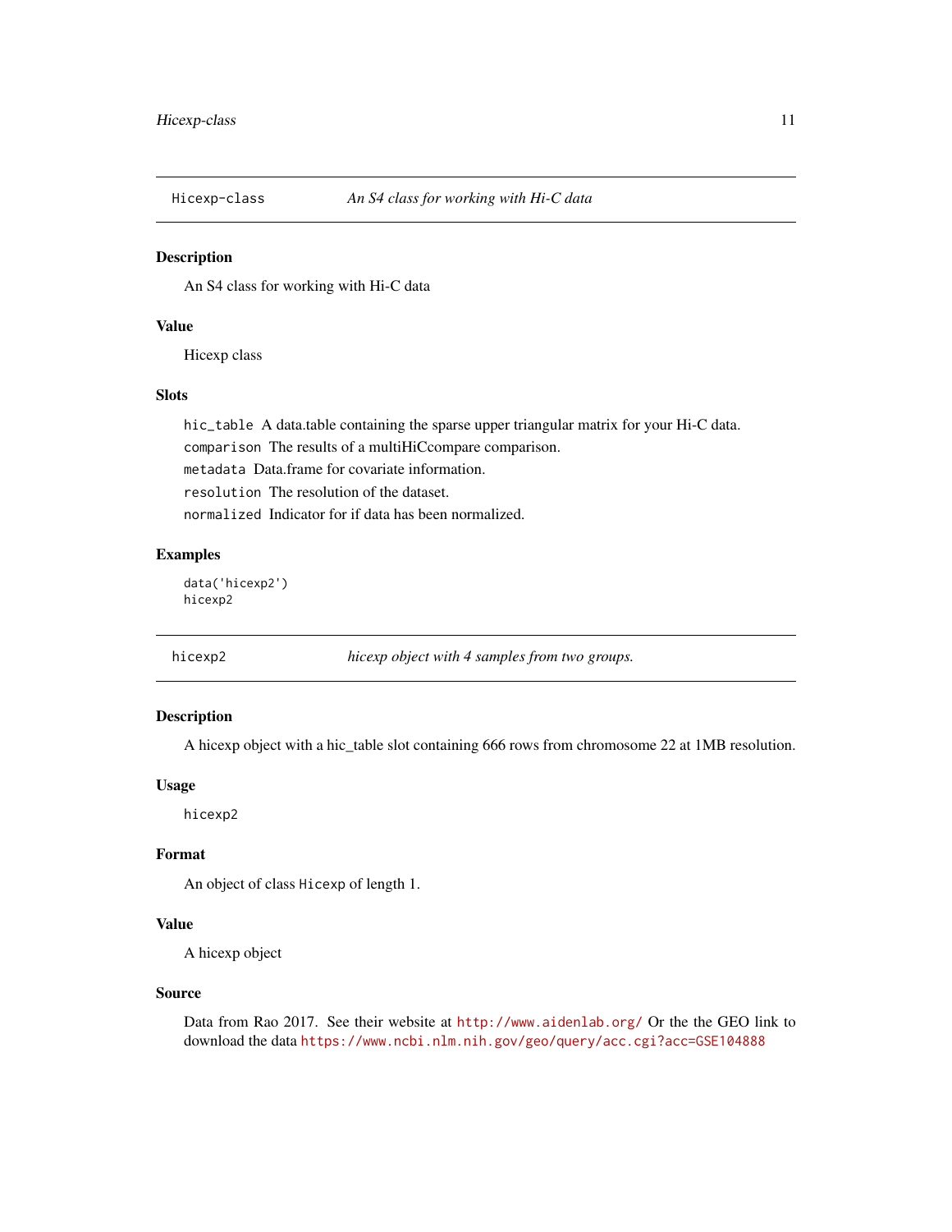## Hicexp-class — *An S4 class for working with Hi-C data*

### Description

An S4 class for working with Hi-C data

### Value

Hicexp class

### Slots

`hic_table` A data.table containing the sparse upper triangular matrix for your Hi-C data.

`comparison` The results of a multiHiCcompare comparison.

`metadata` Data.frame for covariate information.

`resolution` The resolution of the dataset.

`normalized` Indicator for if data has been normalized.

### Examples

```
data('hicexp2')
hicexp2
```

## hicexp2 — *hicexp object with 4 samples from two groups.*

### Description

A hicexp object with a hic_table slot containing 666 rows from chromosome 22 at 1MB resolution.

### Usage

```
hicexp2
```

### Format

An object of class `Hicexp` of length 1.

### Value

A hicexp object

### Source

Data from Rao 2017. See their website at http://www.aidenlab.org/ Or the the GEO link to download the data https://www.ncbi.nlm.nih.gov/geo/query/acc.cgi?acc=GSE104888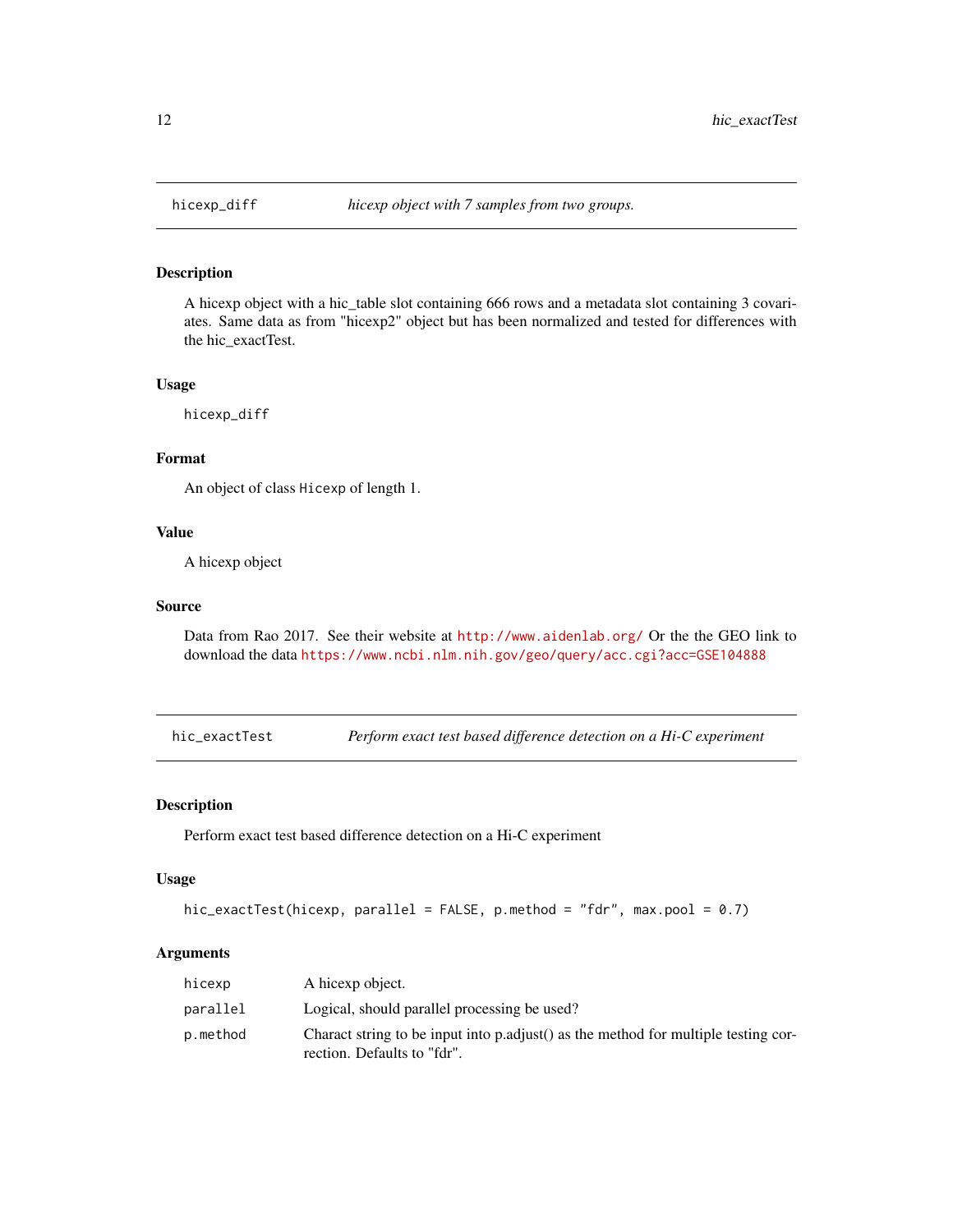## hicexp_diff — *hicexp object with 7 samples from two groups.*

### Description

A hicexp object with a hic_table slot containing 666 rows and a metadata slot containing 3 covariates. Same data as from "hicexp2" object but has been normalized and tested for differences with the hic_exactTest.

### Usage

```
hicexp_diff
```

### Format

An object of class `Hicexp` of length 1.

### Value

A hicexp object

### Source

Data from Rao 2017. See their website at http://www.aidenlab.org/ Or the the GEO link to download the data https://www.ncbi.nlm.nih.gov/geo/query/acc.cgi?acc=GSE104888

## hic_exactTest — *Perform exact test based difference detection on a Hi-C experiment*

### Description

Perform exact test based difference detection on a Hi-C experiment

### Usage

```
hic_exactTest(hicexp, parallel = FALSE, p.method = "fdr", max.pool = 0.7)
```

### Arguments

| | |
|---|---|
| `hicexp` | A hicexp object. |
| `parallel` | Logical, should parallel processing be used? |
| `p.method` | Charact string to be input into p.adjust() as the method for multiple testing correction. Defaults to "fdr". |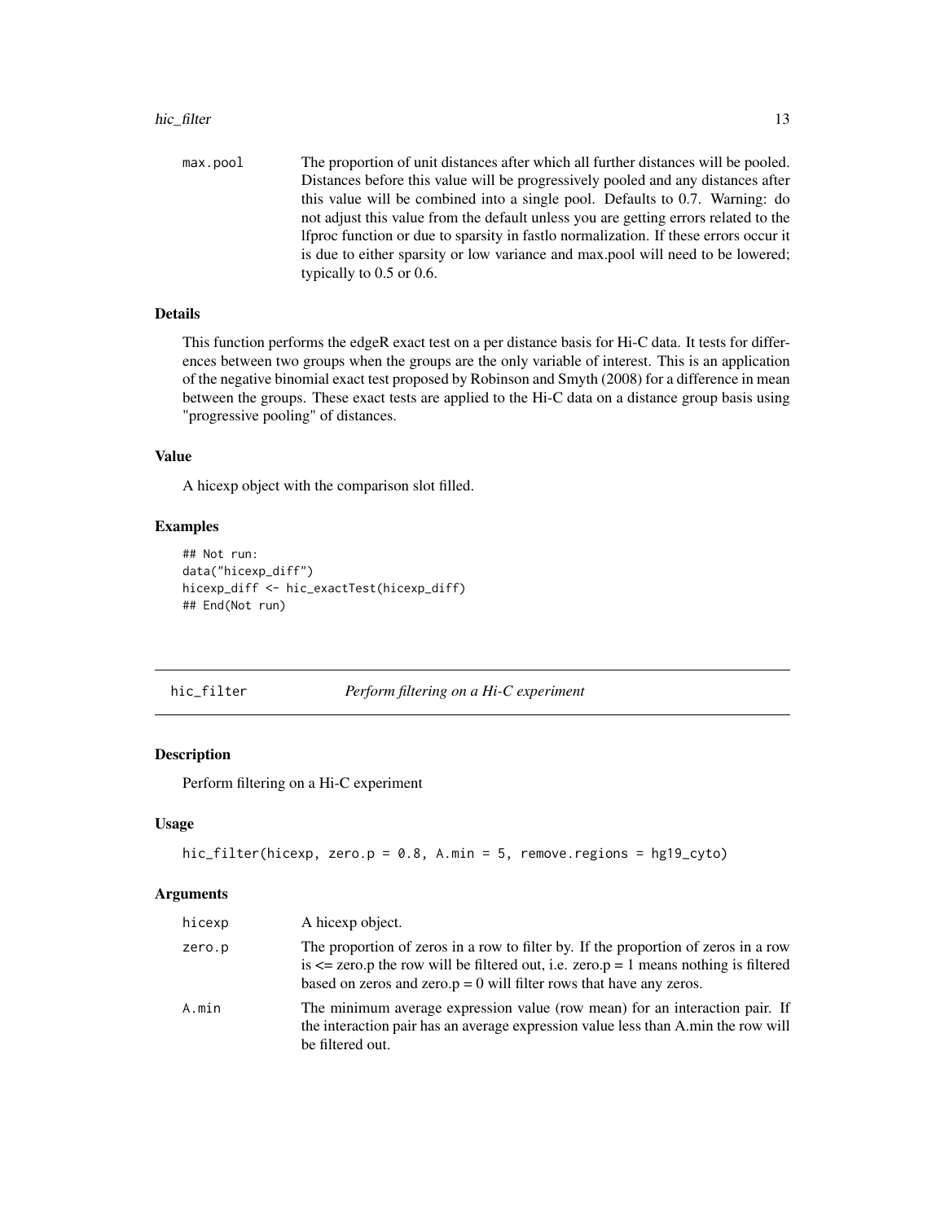| | |
|---|---|
| max.pool | The proportion of unit distances after which all further distances will be pooled. Distances before this value will be progressively pooled and any distances after this value will be combined into a single pool. Defaults to 0.7. Warning: do not adjust this value from the default unless you are getting errors related to the lfproc function or due to sparsity in fastlo normalization. If these errors occur it is due to either sparsity or low variance and max.pool will need to be lowered; typically to 0.5 or 0.6. |

### Details

This function performs the edgeR exact test on a per distance basis for Hi-C data. It tests for differences between two groups when the groups are the only variable of interest. This is an application of the negative binomial exact test proposed by Robinson and Smyth (2008) for a difference in mean between the groups. These exact tests are applied to the Hi-C data on a distance group basis using "progressive pooling" of distances.

### Value

A hicexp object with the comparison slot filled.

### Examples

```
## Not run:
data("hicexp_diff")
hicexp_diff <- hic_exactTest(hicexp_diff)
## End(Not run)
```

---

## hic_filter *Perform filtering on a Hi-C experiment*

### Description

Perform filtering on a Hi-C experiment

### Usage

```
hic_filter(hicexp, zero.p = 0.8, A.min = 5, remove.regions = hg19_cyto)
```

### Arguments

| | |
|---|---|
| hicexp | A hicexp object. |
| zero.p | The proportion of zeros in a row to filter by. If the proportion of zeros in a row is <= zero.p the row will be filtered out, i.e. zero.p = 1 means nothing is filtered based on zeros and zero.p = 0 will filter rows that have any zeros. |
| A.min | The minimum average expression value (row mean) for an interaction pair. If the interaction pair has an average expression value less than A.min the row will be filtered out. |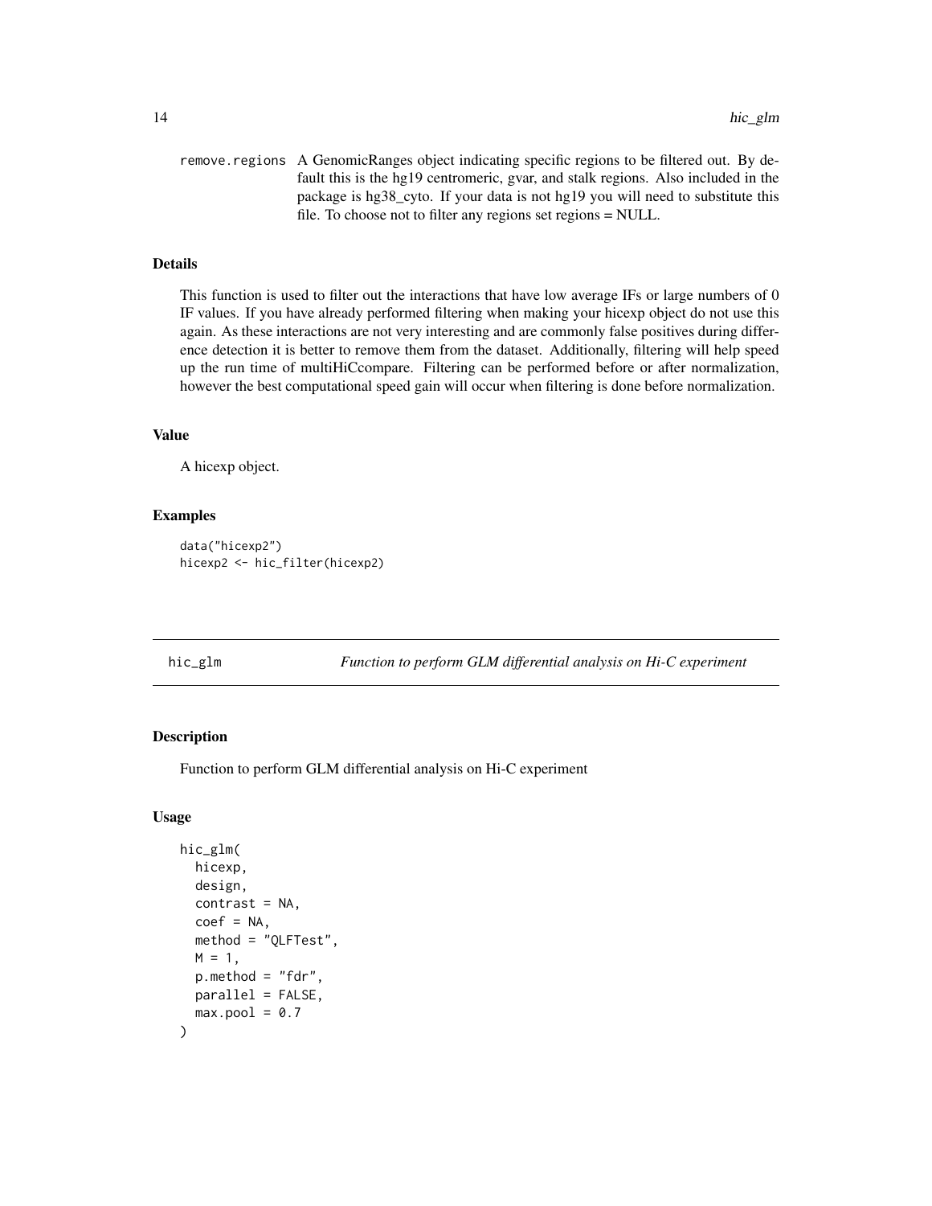remove.regions A GenomicRanges object indicating specific regions to be filtered out. By default this is the hg19 centromeric, gvar, and stalk regions. Also included in the package is hg38_cyto. If your data is not hg19 you will need to substitute this file. To choose not to filter any regions set regions = NULL.

### Details

This function is used to filter out the interactions that have low average IFs or large numbers of 0 IF values. If you have already performed filtering when making your hicexp object do not use this again. As these interactions are not very interesting and are commonly false positives during difference detection it is better to remove them from the dataset. Additionally, filtering will help speed up the run time of multiHiCcompare. Filtering can be performed before or after normalization, however the best computational speed gain will occur when filtering is done before normalization.

### Value

A hicexp object.

### Examples

```
data("hicexp2")
hicexp2 <- hic_filter(hicexp2)
```

---

## hic_glm *Function to perform GLM differential analysis on Hi-C experiment*

### Description

Function to perform GLM differential analysis on Hi-C experiment

### Usage

```
hic_glm(
  hicexp,
  design,
  contrast = NA,
  coef = NA,
  method = "QLFTest",
  M = 1,
  p.method = "fdr",
  parallel = FALSE,
  max.pool = 0.7
)
```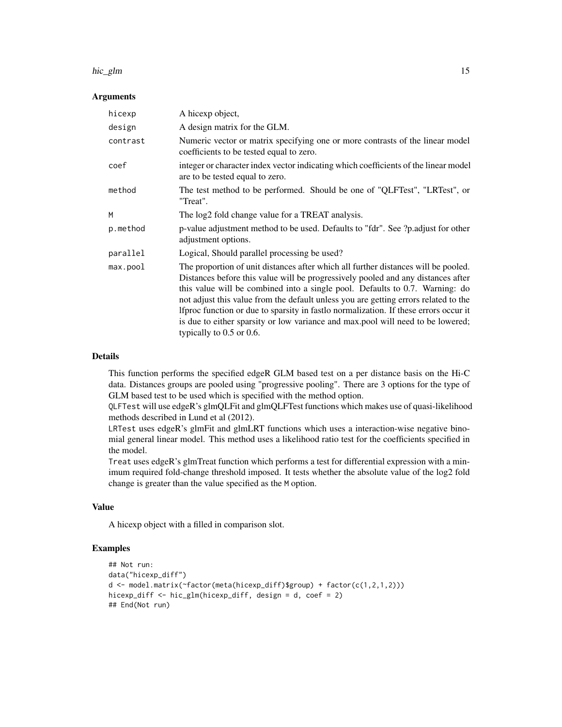### Arguments

| | |
|---|---|
| `hicexp` | A hicexp object, |
| `design` | A design matrix for the GLM. |
| `contrast` | Numeric vector or matrix specifying one or more contrasts of the linear model coefficients to be tested equal to zero. |
| `coef` | integer or character index vector indicating which coefficients of the linear model are to be tested equal to zero. |
| `method` | The test method to be performed. Should be one of "QLFTest", "LRTest", or "Treat". |
| `M` | The log2 fold change value for a TREAT analysis. |
| `p.method` | p-value adjustment method to be used. Defaults to "fdr". See ?p.adjust for other adjustment options. |
| `parallel` | Logical, Should parallel processing be used? |
| `max.pool` | The proportion of unit distances after which all further distances will be pooled. Distances before this value will be progressively pooled and any distances after this value will be combined into a single pool. Defaults to 0.7. Warning: do not adjust this value from the default unless you are getting errors related to the lfproc function or due to sparsity in fastlo normalization. If these errors occur it is due to either sparsity or low variance and max.pool will need to be lowered; typically to 0.5 or 0.6. |

### Details

This function performs the specified edgeR GLM based test on a per distance basis on the Hi-C data. Distances groups are pooled using "progressive pooling". There are 3 options for the type of GLM based test to be used which is specified with the method option.

`QLFTest` will use edgeR's glmQLFit and glmQLFTest functions which makes use of quasi-likelihood methods described in Lund et al (2012).

`LRTest` uses edgeR's glmFit and glmLRT functions which uses a interaction-wise negative binomial general linear model. This method uses a likelihood ratio test for the coefficients specified in the model.

`Treat` uses edgeR's glmTreat function which performs a test for differential expression with a minimum required fold-change threshold imposed. It tests whether the absolute value of the log2 fold change is greater than the value specified as the `M` option.

### Value

A hicexp object with a filled in comparison slot.

### Examples

```
## Not run:
data("hicexp_diff")
d <- model.matrix(~factor(meta(hicexp_diff)$group) + factor(c(1,2,1,2)))
hicexp_diff <- hic_glm(hicexp_diff, design = d, coef = 2)
## End(Not run)
```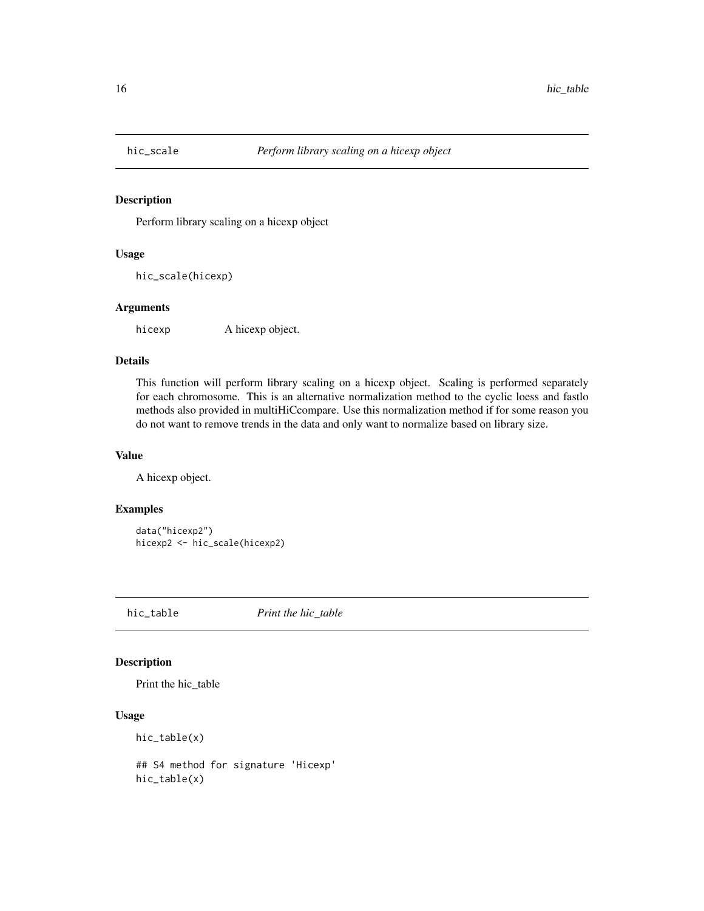## hic_scale *Perform library scaling on a hicexp object*

### Description

Perform library scaling on a hicexp object

### Usage

```
hic_scale(hicexp)
```

### Arguments

hicexp A hicexp object.

### Details

This function will perform library scaling on a hicexp object. Scaling is performed separately for each chromosome. This is an alternative normalization method to the cyclic loess and fastlo methods also provided in multiHiCcompare. Use this normalization method if for some reason you do not want to remove trends in the data and only want to normalize based on library size.

### Value

A hicexp object.

### Examples

```
data("hicexp2")
hicexp2 <- hic_scale(hicexp2)
```

## hic_table *Print the hic_table*

### Description

Print the hic_table

### Usage

```
hic_table(x)

## S4 method for signature 'Hicexp'
hic_table(x)
```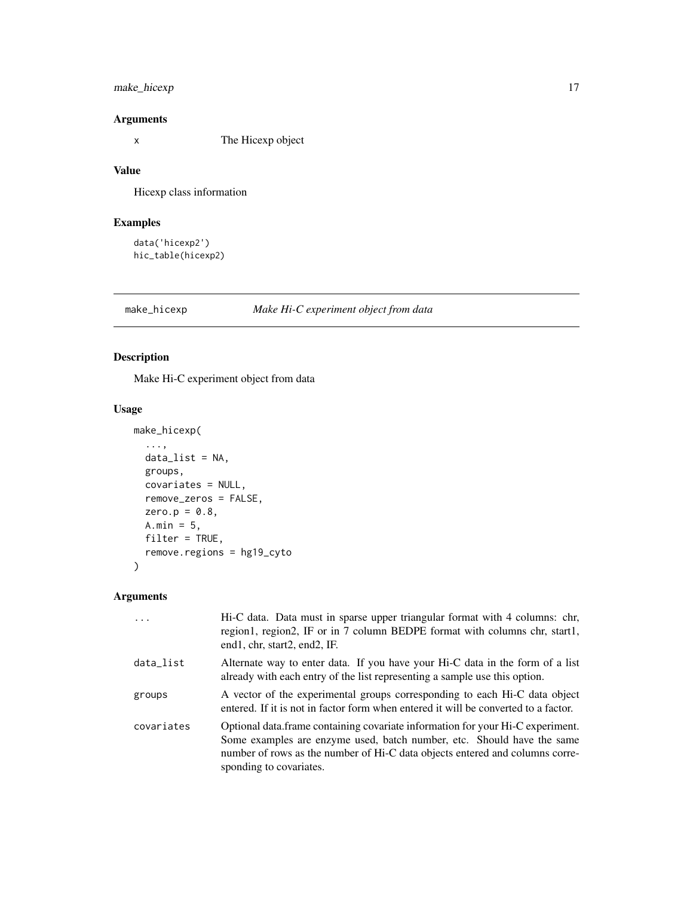### Arguments

| | |
|---|---|
| x | The Hicexp object |

### Value

Hicexp class information

### Examples

```
data('hicexp2')
hic_table(hicexp2)
```

---

## make_hicexp *Make Hi-C experiment object from data*

### Description

Make Hi-C experiment object from data

### Usage

```
make_hicexp(
  ...,
  data_list = NA,
  groups,
  covariates = NULL,
  remove_zeros = FALSE,
  zero.p = 0.8,
  A.min = 5,
  filter = TRUE,
  remove.regions = hg19_cyto
)
```

### Arguments

| | |
|---|---|
| ... | Hi-C data. Data must in sparse upper triangular format with 4 columns: chr, region1, region2, IF or in 7 column BEDPE format with columns chr, start1, end1, chr, start2, end2, IF. |
| data_list | Alternate way to enter data. If you have your Hi-C data in the form of a list already with each entry of the list representing a sample use this option. |
| groups | A vector of the experimental groups corresponding to each Hi-C data object entered. If it is not in factor form when entered it will be converted to a factor. |
| covariates | Optional data.frame containing covariate information for your Hi-C experiment. Some examples are enzyme used, batch number, etc. Should have the same number of rows as the number of Hi-C data objects entered and columns corresponding to covariates. |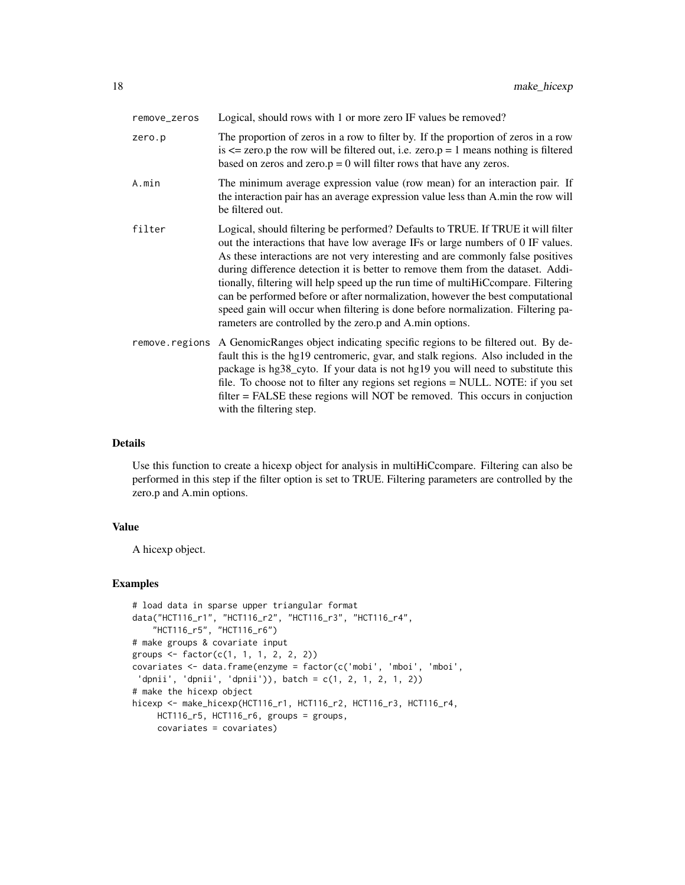| | |
|---|---|
| remove_zeros | Logical, should rows with 1 or more zero IF values be removed? |
| zero.p | The proportion of zeros in a row to filter by. If the proportion of zeros in a row is <= zero.p the row will be filtered out, i.e. zero.p = 1 means nothing is filtered based on zeros and zero.p = 0 will filter rows that have any zeros. |
| A.min | The minimum average expression value (row mean) for an interaction pair. If the interaction pair has an average expression value less than A.min the row will be filtered out. |
| filter | Logical, should filtering be performed? Defaults to TRUE. If TRUE it will filter out the interactions that have low average IFs or large numbers of 0 IF values. As these interactions are not very interesting and are commonly false positives during difference detection it is better to remove them from the dataset. Additionally, filtering will help speed up the run time of multiHiCcompare. Filtering can be performed before or after normalization, however the best computational speed gain will occur when filtering is done before normalization. Filtering parameters are controlled by the zero.p and A.min options. |
| remove.regions | A GenomicRanges object indicating specific regions to be filtered out. By default this is the hg19 centromeric, gvar, and stalk regions. Also included in the package is hg38_cyto. If your data is not hg19 you will need to substitute this file. To choose not to filter any regions set regions = NULL. NOTE: if you set filter = FALSE these regions will NOT be removed. This occurs in conjuction with the filtering step. |

## Details

Use this function to create a hicexp object for analysis in multiHiCcompare. Filtering can also be performed in this step if the filter option is set to TRUE. Filtering parameters are controlled by the zero.p and A.min options.

## Value

A hicexp object.

## Examples

```
# load data in sparse upper triangular format
data("HCT116_r1", "HCT116_r2", "HCT116_r3", "HCT116_r4",
    "HCT116_r5", "HCT116_r6")
# make groups & covariate input
groups <- factor(c(1, 1, 1, 2, 2, 2))
covariates <- data.frame(enzyme = factor(c('mobi', 'mboi', 'mboi',
 'dpnii', 'dpnii', 'dpnii')), batch = c(1, 2, 1, 2, 1, 2))
# make the hicexp object
hicexp <- make_hicexp(HCT116_r1, HCT116_r2, HCT116_r3, HCT116_r4,
     HCT116_r5, HCT116_r6, groups = groups,
     covariates = covariates)
```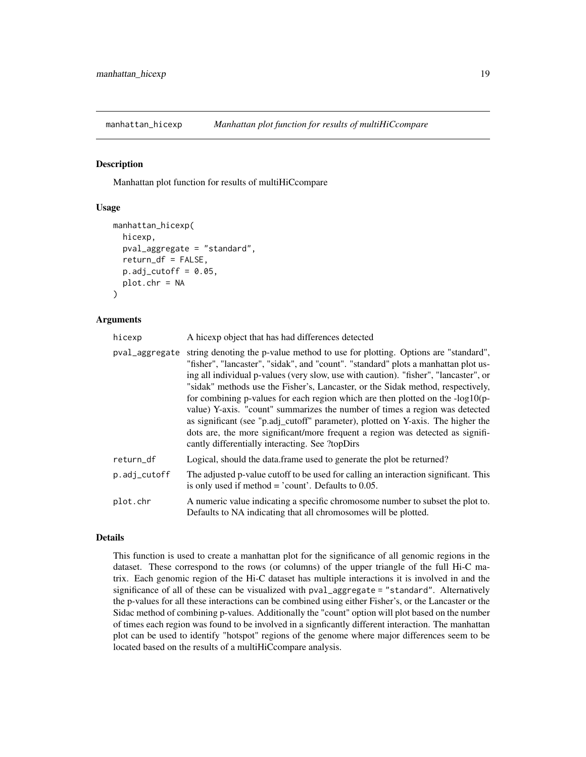## manhattan_hicexp *Manhattan plot function for results of multiHiCcompare*

### Description

Manhattan plot function for results of multiHiCcompare

### Usage

```
manhattan_hicexp(
  hicexp,
  pval_aggregate = "standard",
  return_df = FALSE,
  p.adj_cutoff = 0.05,
  plot.chr = NA
)
```

### Arguments

| | |
|---|---|
| hicexp | A hicexp object that has had differences detected |
| pval_aggregate | string denoting the p-value method to use for plotting. Options are "standard", "fisher", "lancaster", "sidak", and "count". "standard" plots a manhattan plot using all individual p-values (very slow, use with caution). "fisher", "lancaster", or "sidak" methods use the Fisher's, Lancaster, or the Sidak method, respectively, for combining p-values for each region which are then plotted on the -log10(p-value) Y-axis. "count" summarizes the number of times a region was detected as significant (see "p.adj_cutoff" parameter), plotted on Y-axis. The higher the dots are, the more significant/more frequent a region was detected as significantly differentially interacting. See ?topDirs |
| return_df | Logical, should the data.frame used to generate the plot be returned? |
| p.adj_cutoff | The adjusted p-value cutoff to be used for calling an interaction significant. This is only used if method = 'count'. Defaults to 0.05. |
| plot.chr | A numeric value indicating a specific chromosome number to subset the plot to. Defaults to NA indicating that all chromosomes will be plotted. |

### Details

This function is used to create a manhattan plot for the significance of all genomic regions in the dataset. These correspond to the rows (or columns) of the upper triangle of the full Hi-C matrix. Each genomic region of the Hi-C dataset has multiple interactions it is involved in and the significance of all of these can be visualized with `pval_aggregate = "standard"`. Alternatively the p-values for all these interactions can be combined using either Fisher's, or the Lancaster or the Sidac method of combining p-values. Additionally the "count" option will plot based on the number of times each region was found to be involved in a signficantly different interaction. The manhattan plot can be used to identify "hotspot" regions of the genome where major differences seem to be located based on the results of a multiHiCcompare analysis.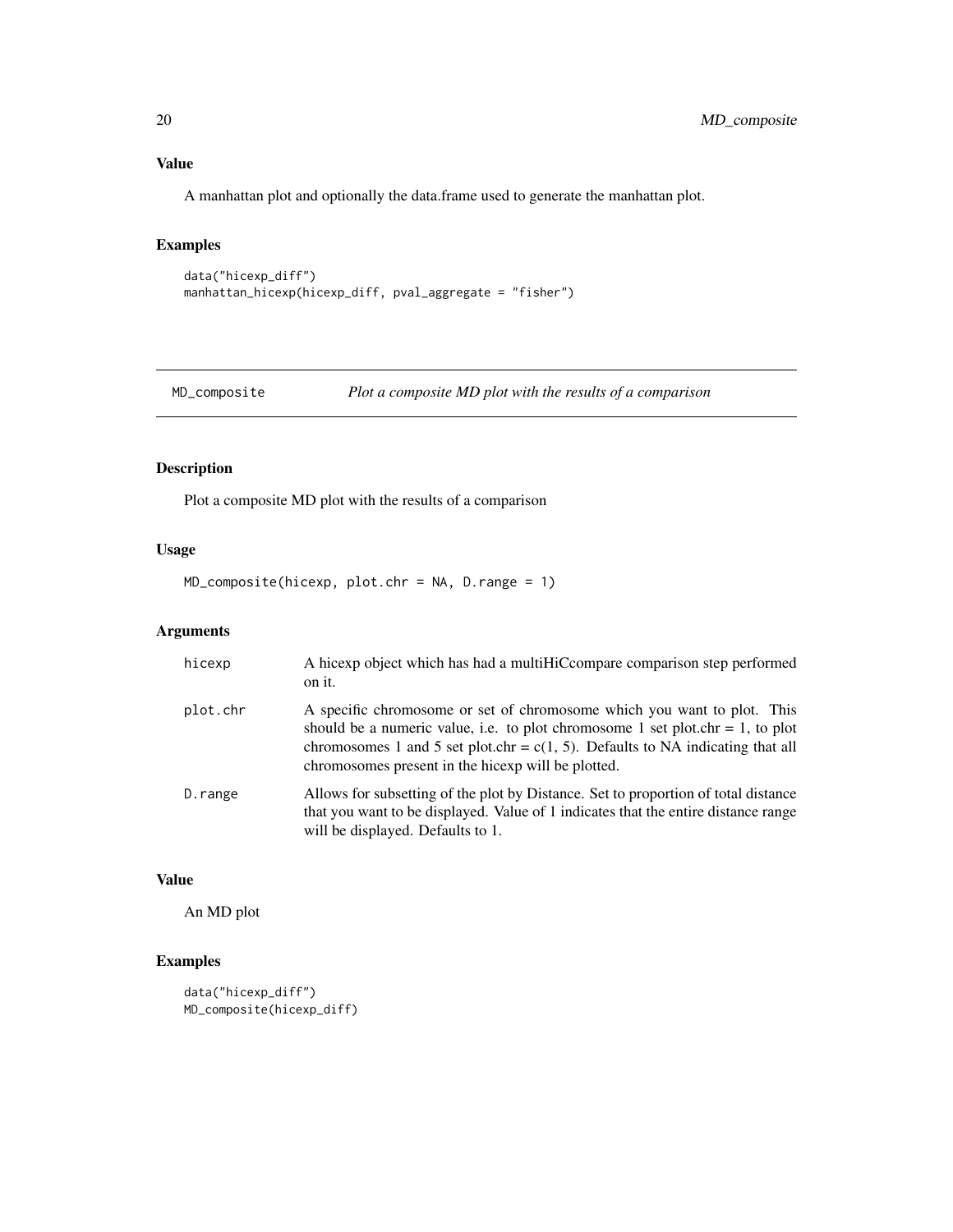### Value

A manhattan plot and optionally the data.frame used to generate the manhattan plot.

### Examples

```
data("hicexp_diff")
manhattan_hicexp(hicexp_diff, pval_aggregate = "fisher")
```

---

## MD_composite    *Plot a composite MD plot with the results of a comparison*

---

### Description

Plot a composite MD plot with the results of a comparison

### Usage

```
MD_composite(hicexp, plot.chr = NA, D.range = 1)
```

### Arguments

| | |
|---|---|
| hicexp | A hicexp object which has had a multiHiCcompare comparison step performed on it. |
| plot.chr | A specific chromosome or set of chromosome which you want to plot. This should be a numeric value, i.e. to plot chromosome 1 set plot.chr = 1, to plot chromosomes 1 and 5 set plot.chr = c(1, 5). Defaults to NA indicating that all chromosomes present in the hicexp will be plotted. |
| D.range | Allows for subsetting of the plot by Distance. Set to proportion of total distance that you want to be displayed. Value of 1 indicates that the entire distance range will be displayed. Defaults to 1. |

### Value

An MD plot

### Examples

```
data("hicexp_diff")
MD_composite(hicexp_diff)
```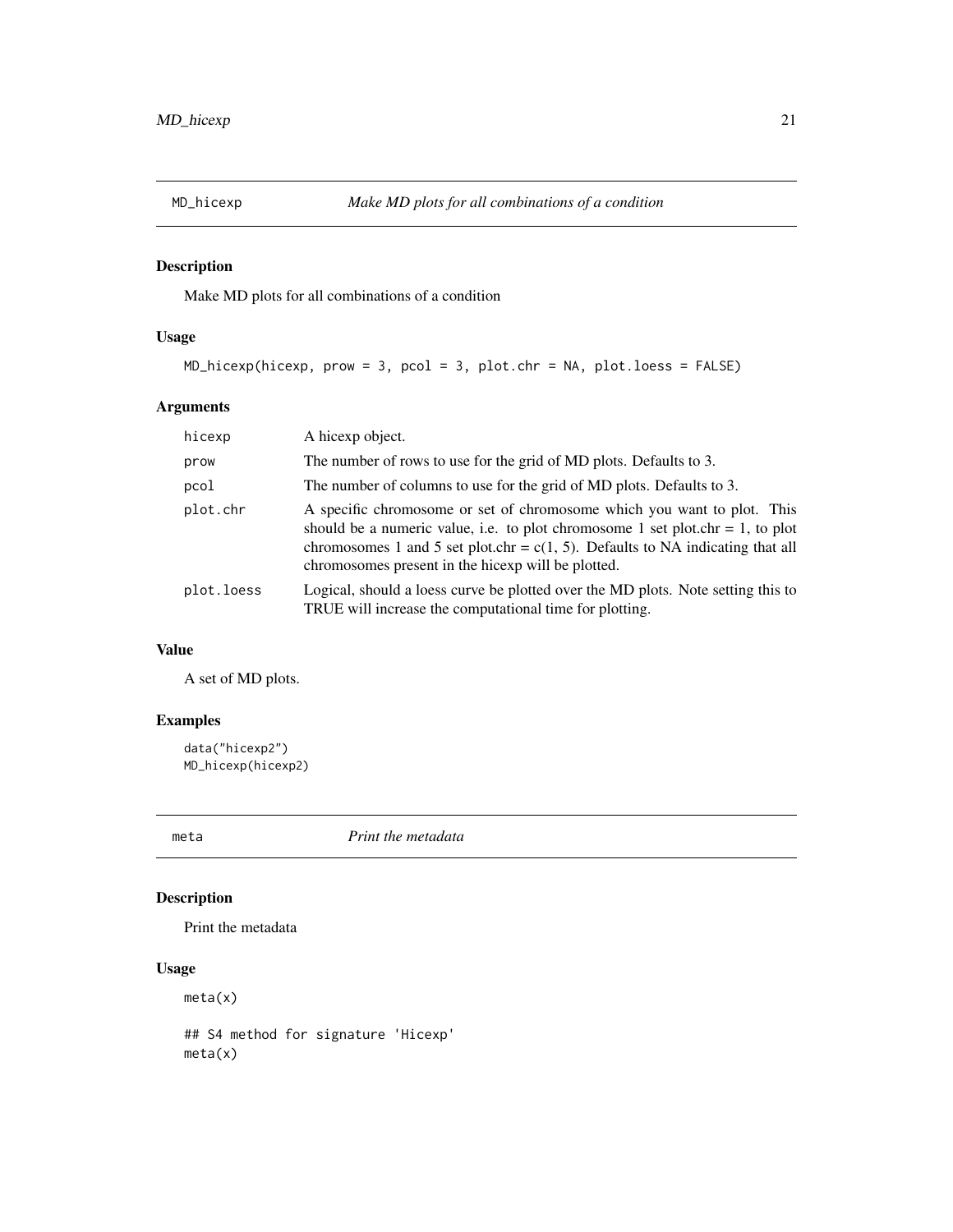## MD_hicexp — *Make MD plots for all combinations of a condition*

### Description

Make MD plots for all combinations of a condition

### Usage

```
MD_hicexp(hicexp, prow = 3, pcol = 3, plot.chr = NA, plot.loess = FALSE)
```

### Arguments

| Argument | Description |
|---|---|
| `hicexp` | A hicexp object. |
| `prow` | The number of rows to use for the grid of MD plots. Defaults to 3. |
| `pcol` | The number of columns to use for the grid of MD plots. Defaults to 3. |
| `plot.chr` | A specific chromosome or set of chromosome which you want to plot. This should be a numeric value, i.e. to plot chromosome 1 set plot.chr = 1, to plot chromosomes 1 and 5 set plot.chr = c(1, 5). Defaults to NA indicating that all chromosomes present in the hicexp will be plotted. |
| `plot.loess` | Logical, should a loess curve be plotted over the MD plots. Note setting this to TRUE will increase the computational time for plotting. |

### Value

A set of MD plots.

### Examples

```
data("hicexp2")
MD_hicexp(hicexp2)
```

## meta — *Print the metadata*

### Description

Print the metadata

### Usage

```
meta(x)

## S4 method for signature 'Hicexp'
meta(x)
```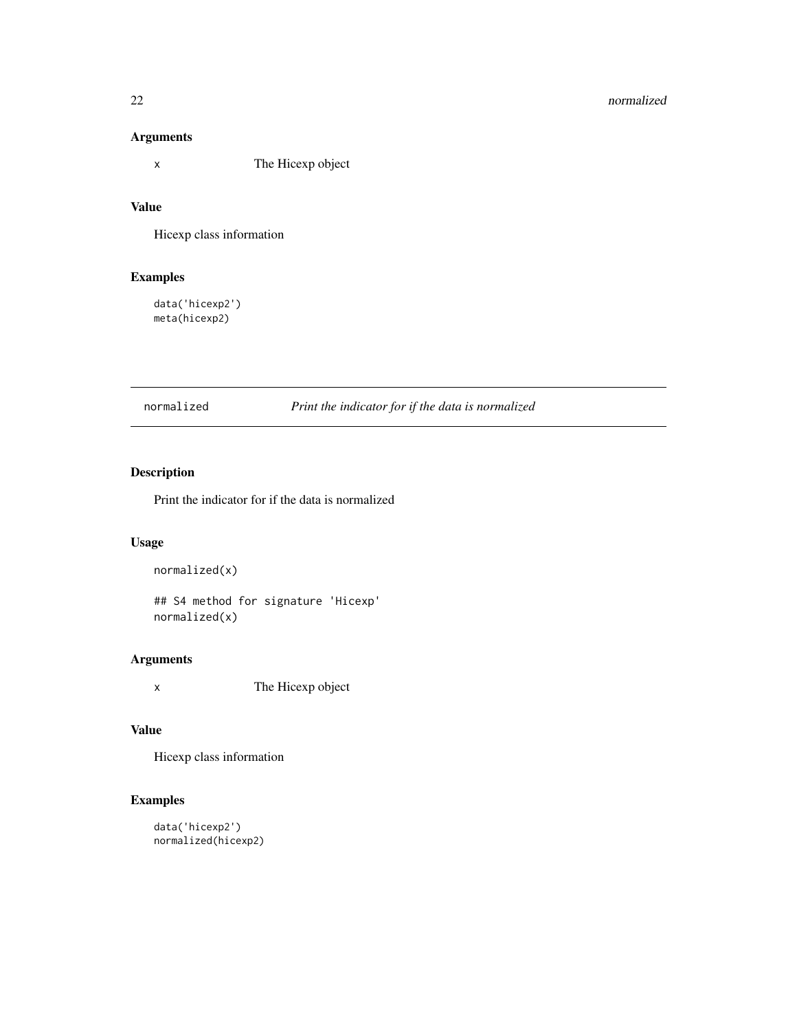### Arguments

x The Hicexp object

### Value

Hicexp class information

### Examples

```
data('hicexp2')
meta(hicexp2)
```

---

## normalized *Print the indicator for if the data is normalized*

### Description

Print the indicator for if the data is normalized

### Usage

```
normalized(x)

## S4 method for signature 'Hicexp'
normalized(x)
```

### Arguments

x The Hicexp object

### Value

Hicexp class information

### Examples

```
data('hicexp2')
normalized(hicexp2)
```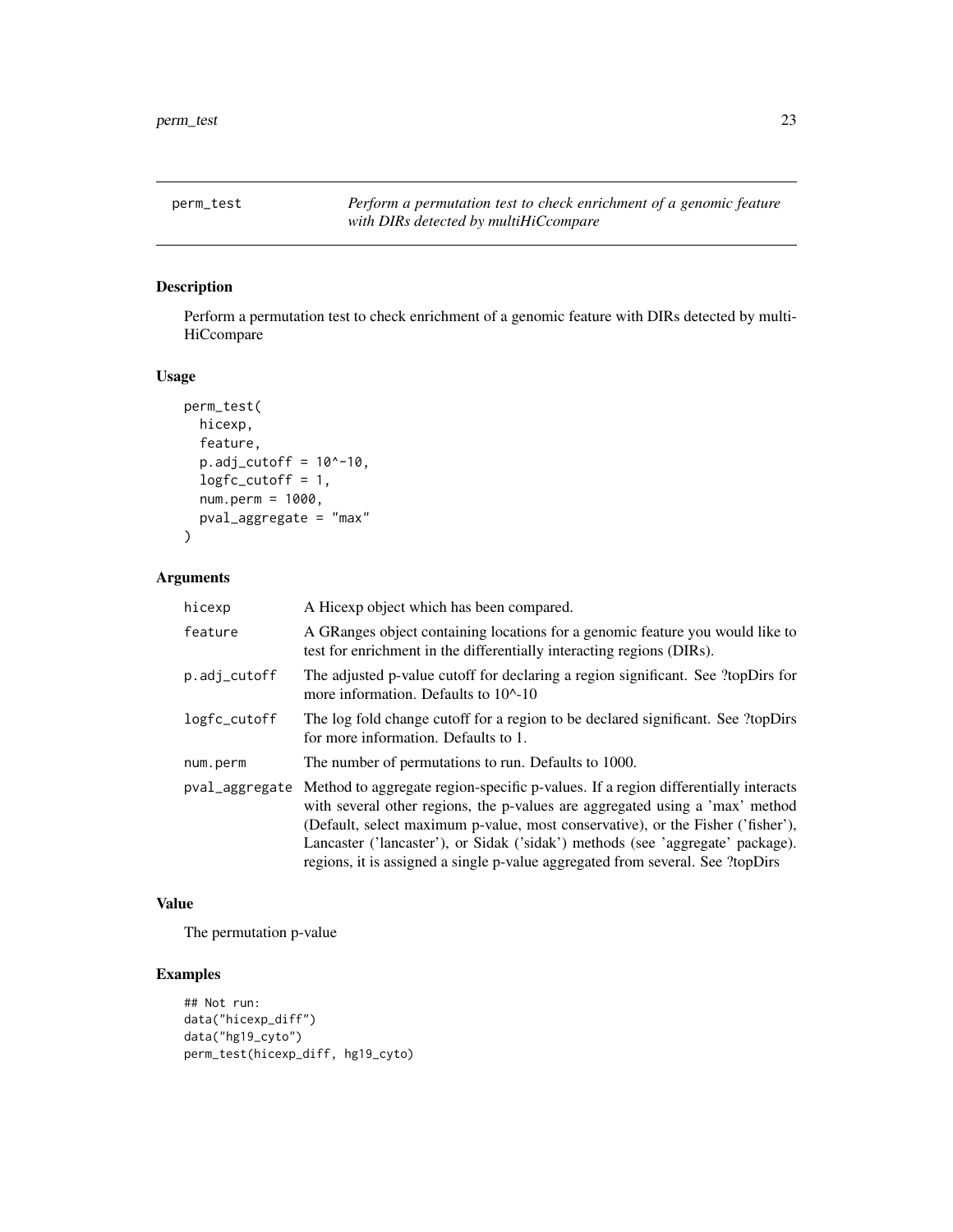## perm_test

*Perform a permutation test to check enrichment of a genomic feature with DIRs detected by multiHiCcompare*

### Description

Perform a permutation test to check enrichment of a genomic feature with DIRs detected by multi-HiCcompare

### Usage

```
perm_test(
  hicexp,
  feature,
  p.adj_cutoff = 10^-10,
  logfc_cutoff = 1,
  num.perm = 1000,
  pval_aggregate = "max"
)
```

### Arguments

| | |
|---|---|
| hicexp | A Hicexp object which has been compared. |
| feature | A GRanges object containing locations for a genomic feature you would like to test for enrichment in the differentially interacting regions (DIRs). |
| p.adj_cutoff | The adjusted p-value cutoff for declaring a region significant. See ?topDirs for more information. Defaults to 10^-10 |
| logfc_cutoff | The log fold change cutoff for a region to be declared significant. See ?topDirs for more information. Defaults to 1. |
| num.perm | The number of permutations to run. Defaults to 1000. |
| pval_aggregate | Method to aggregate region-specific p-values. If a region differentially interacts with several other regions, the p-values are aggregated using a 'max' method (Default, select maximum p-value, most conservative), or the Fisher ('fisher'), Lancaster ('lancaster'), or Sidak ('sidak') methods (see 'aggregate' package). regions, it is assigned a single p-value aggregated from several. See ?topDirs |

### Value

The permutation p-value

### Examples

```
## Not run:
data("hicexp_diff")
data("hg19_cyto")
perm_test(hicexp_diff, hg19_cyto)
```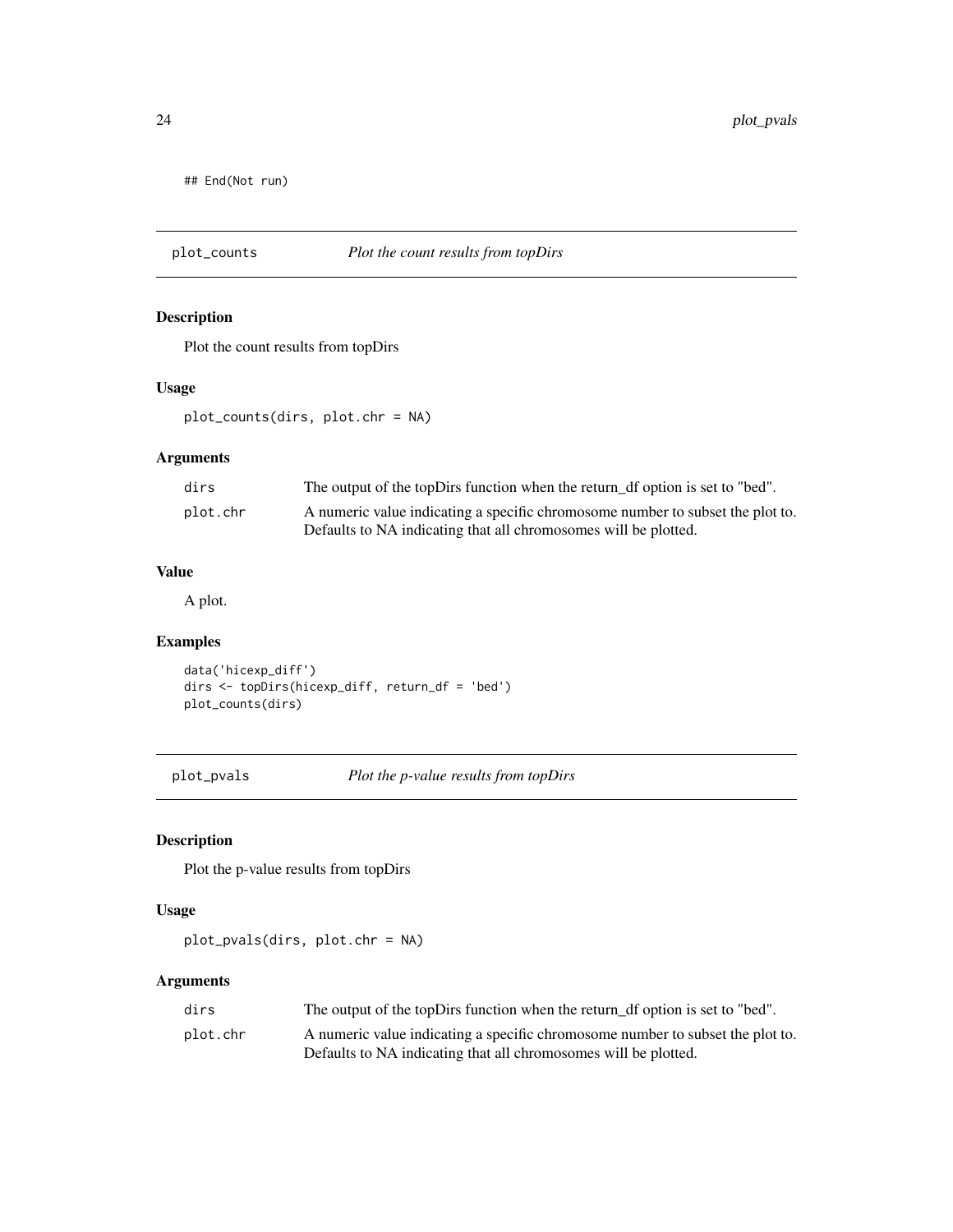```
## End(Not run)
```

## plot_counts *Plot the count results from topDirs*

### Description

Plot the count results from topDirs

### Usage

```
plot_counts(dirs, plot.chr = NA)
```

### Arguments

| | |
|---|---|
| dirs | The output of the topDirs function when the return_df option is set to "bed". |
| plot.chr | A numeric value indicating a specific chromosome number to subset the plot to. Defaults to NA indicating that all chromosomes will be plotted. |

### Value

A plot.

### Examples

```
data('hicexp_diff')
dirs <- topDirs(hicexp_diff, return_df = 'bed')
plot_counts(dirs)
```

## plot_pvals *Plot the p-value results from topDirs*

### Description

Plot the p-value results from topDirs

### Usage

```
plot_pvals(dirs, plot.chr = NA)
```

### Arguments

| | |
|---|---|
| dirs | The output of the topDirs function when the return_df option is set to "bed". |
| plot.chr | A numeric value indicating a specific chromosome number to subset the plot to. Defaults to NA indicating that all chromosomes will be plotted. |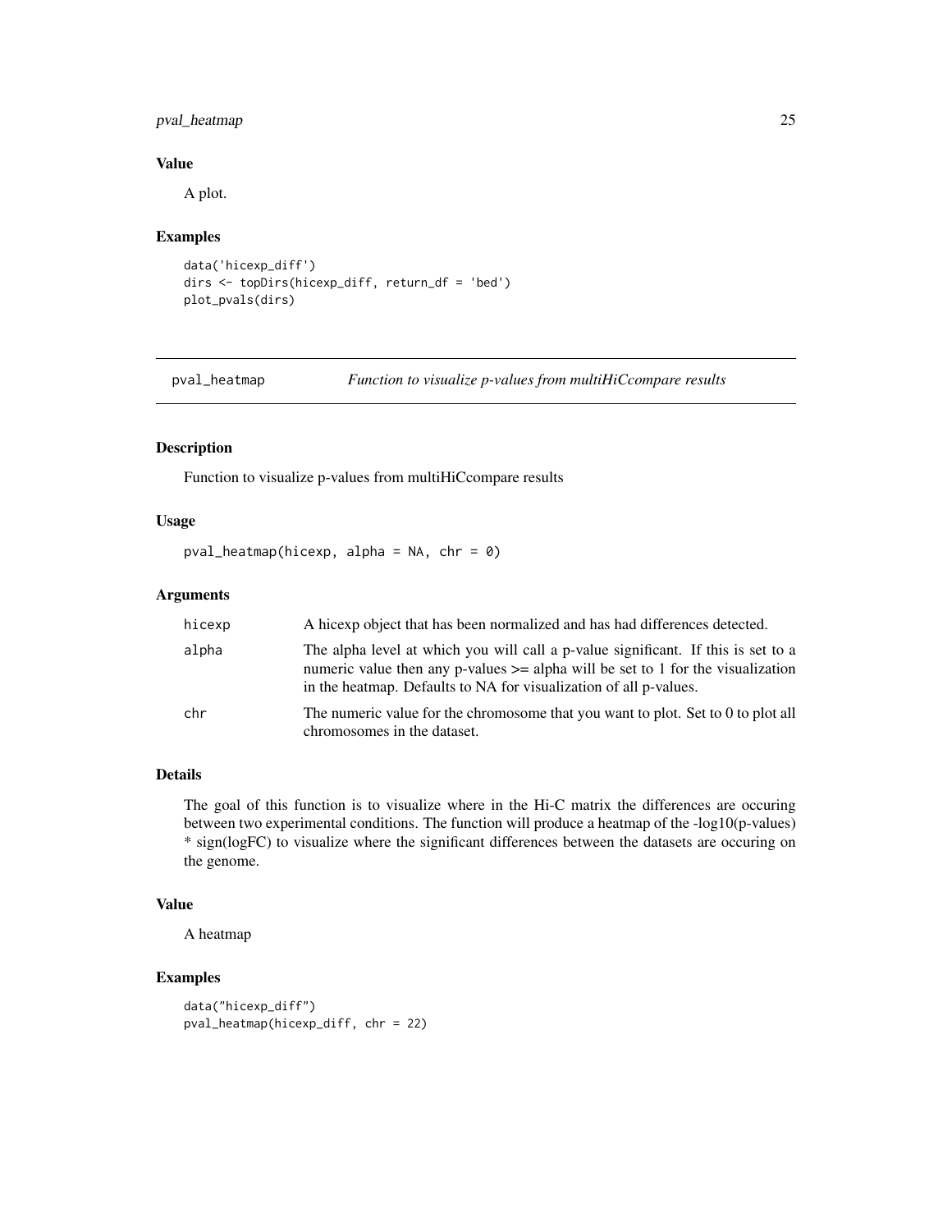### Value

A plot.

### Examples

```
data('hicexp_diff')
dirs <- topDirs(hicexp_diff, return_df = 'bed')
plot_pvals(dirs)
```

---

## pval_heatmap — *Function to visualize p-values from multiHiCcompare results*

---

### Description

Function to visualize p-values from multiHiCcompare results

### Usage

```
pval_heatmap(hicexp, alpha = NA, chr = 0)
```

### Arguments

| | |
|---|---|
| hicexp | A hicexp object that has been normalized and has had differences detected. |
| alpha | The alpha level at which you will call a p-value significant. If this is set to a numeric value then any p-values >= alpha will be set to 1 for the visualization in the heatmap. Defaults to NA for visualization of all p-values. |
| chr | The numeric value for the chromosome that you want to plot. Set to 0 to plot all chromosomes in the dataset. |

### Details

The goal of this function is to visualize where in the Hi-C matrix the differences are occuring between two experimental conditions. The function will produce a heatmap of the -log10(p-values) * sign(logFC) to visualize where the significant differences between the datasets are occuring on the genome.

### Value

A heatmap

### Examples

```
data("hicexp_diff")
pval_heatmap(hicexp_diff, chr = 22)
```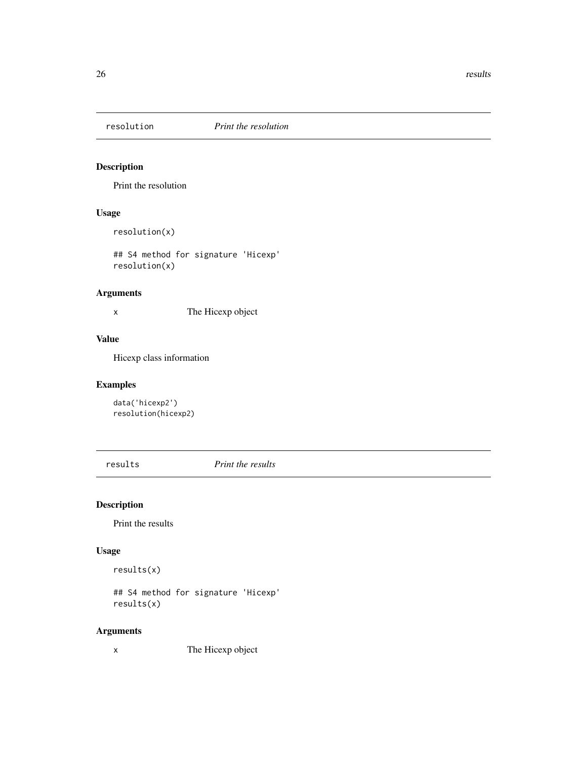## resolution — *Print the resolution*

### Description

Print the resolution

### Usage

```
resolution(x)

## S4 method for signature 'Hicexp'
resolution(x)
```

### Arguments

| | |
|---|---|
| x | The Hicexp object |

### Value

Hicexp class information

### Examples

```
data('hicexp2')
resolution(hicexp2)
```

## results — *Print the results*

### Description

Print the results

### Usage

```
results(x)

## S4 method for signature 'Hicexp'
results(x)
```

### Arguments

| | |
|---|---|
| x | The Hicexp object |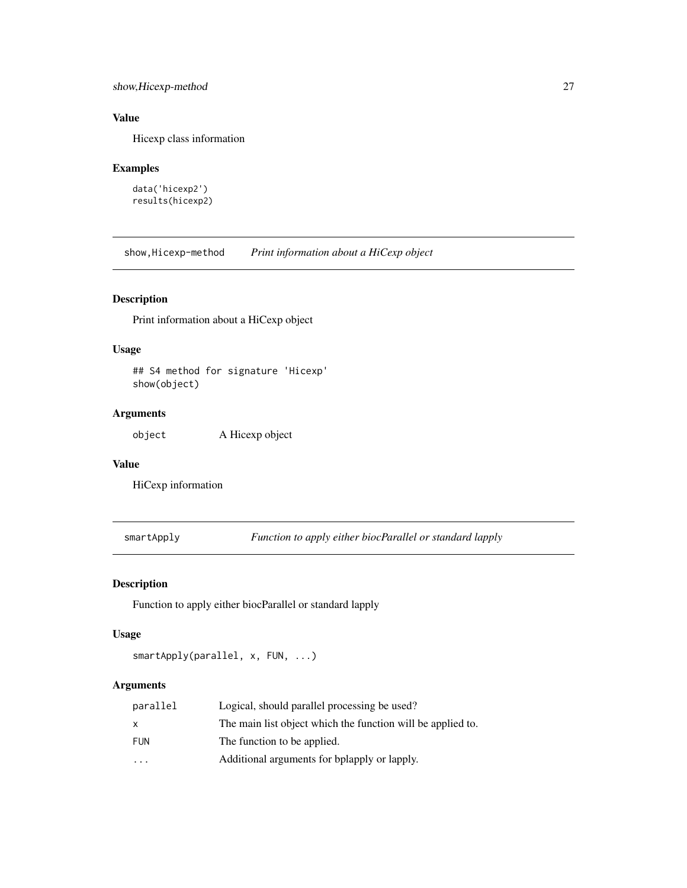### Value

Hicexp class information

### Examples

```
data('hicexp2')
results(hicexp2)
```

## show,Hicexp-method *Print information about a HiCexp object*

### Description

Print information about a HiCexp object

### Usage

```
## S4 method for signature 'Hicexp'
show(object)
```

### Arguments

| | |
|---|---|
| object | A Hicexp object |

### Value

HiCexp information

## smartApply *Function to apply either biocParallel or standard lapply*

### Description

Function to apply either biocParallel or standard lapply

### Usage

```
smartApply(parallel, x, FUN, ...)
```

### Arguments

| | |
|---|---|
| parallel | Logical, should parallel processing be used? |
| x | The main list object which the function will be applied to. |
| FUN | The function to be applied. |
| ... | Additional arguments for bplapply or lapply. |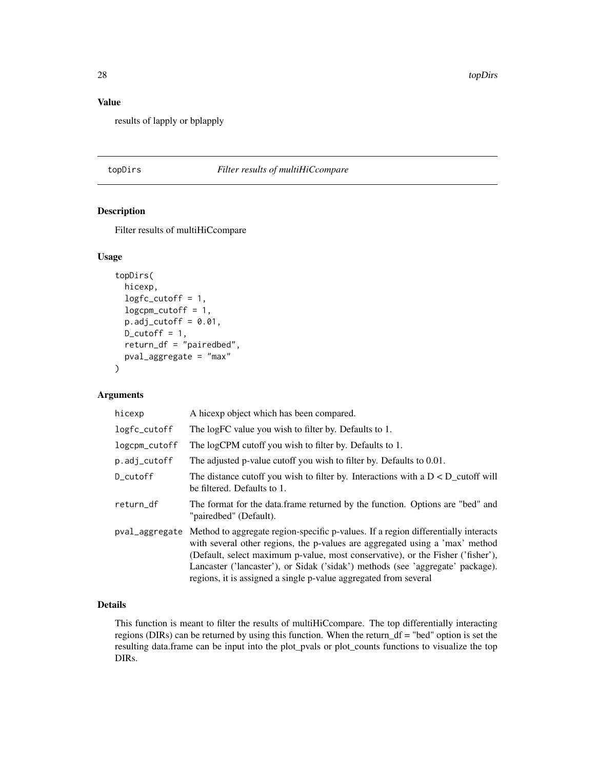### Value

results of lapply or bplapply

---

## topDirs *Filter results of multiHiCcompare*

### Description

Filter results of multiHiCcompare

### Usage

```
topDirs(
  hicexp,
  logfc_cutoff = 1,
  logcpm_cutoff = 1,
  p.adj_cutoff = 0.01,
  D_cutoff = 1,
  return_df = "pairedbed",
  pval_aggregate = "max"
)
```

### Arguments

| | |
|---|---|
| hicexp | A hicexp object which has been compared. |
| logfc_cutoff | The logFC value you wish to filter by. Defaults to 1. |
| logcpm_cutoff | The logCPM cutoff you wish to filter by. Defaults to 1. |
| p.adj_cutoff | The adjusted p-value cutoff you wish to filter by. Defaults to 0.01. |
| D_cutoff | The distance cutoff you wish to filter by. Interactions with a D < D_cutoff will be filtered. Defaults to 1. |
| return_df | The format for the data.frame returned by the function. Options are "bed" and "pairedbed" (Default). |
| pval_aggregate | Method to aggregate region-specific p-values. If a region differentially interacts with several other regions, the p-values are aggregated using a 'max' method (Default, select maximum p-value, most conservative), or the Fisher ('fisher'), Lancaster ('lancaster'), or Sidak ('sidak') methods (see 'aggregate' package). regions, it is assigned a single p-value aggregated from several |

### Details

This function is meant to filter the results of multiHiCcompare. The top differentially interacting regions (DIRs) can be returned by using this function. When the return_df = "bed" option is set the resulting data.frame can be input into the plot_pvals or plot_counts functions to visualize the top DIRs.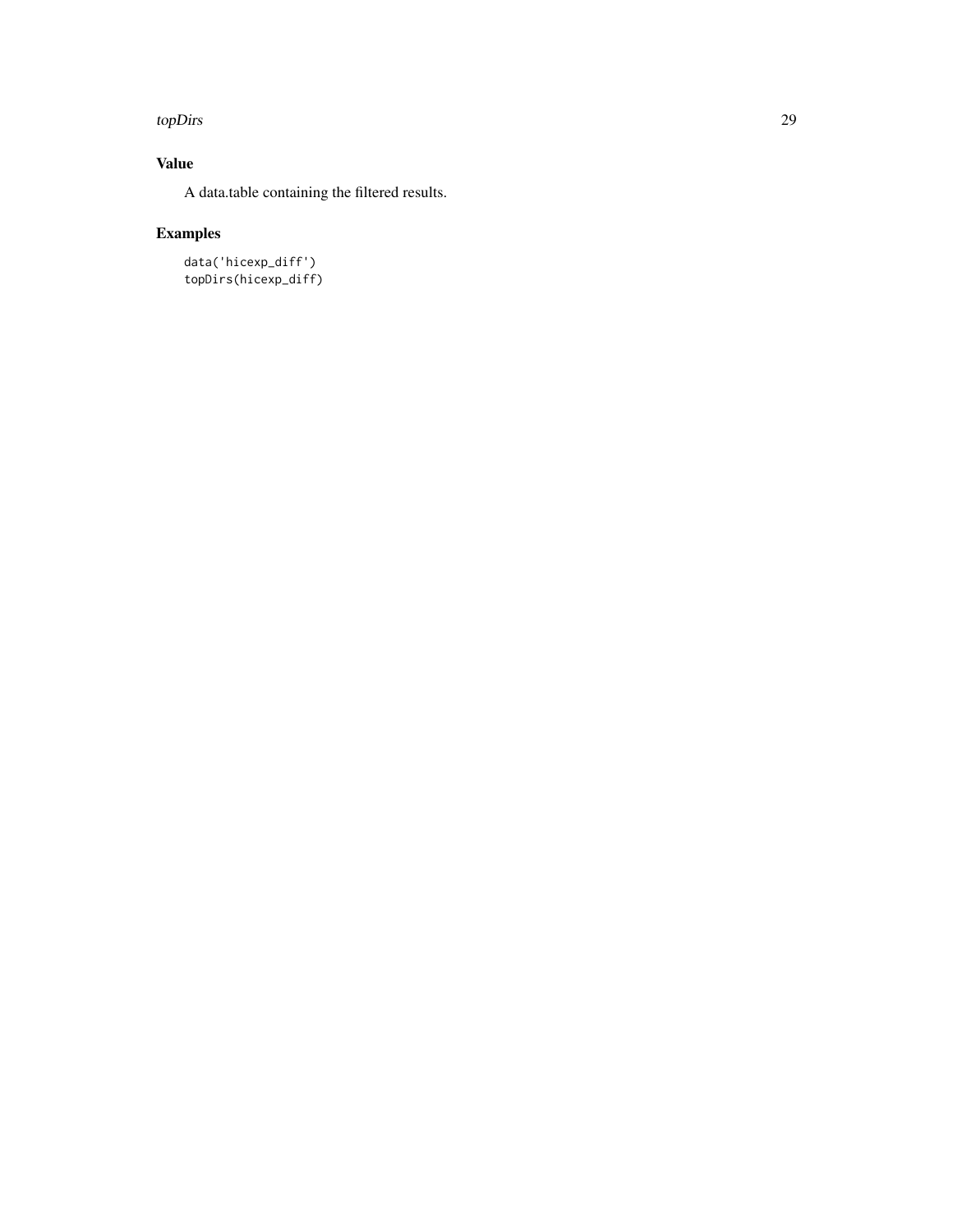## Value

A data.table containing the filtered results.

## Examples

```
data('hicexp_diff')
topDirs(hicexp_diff)
```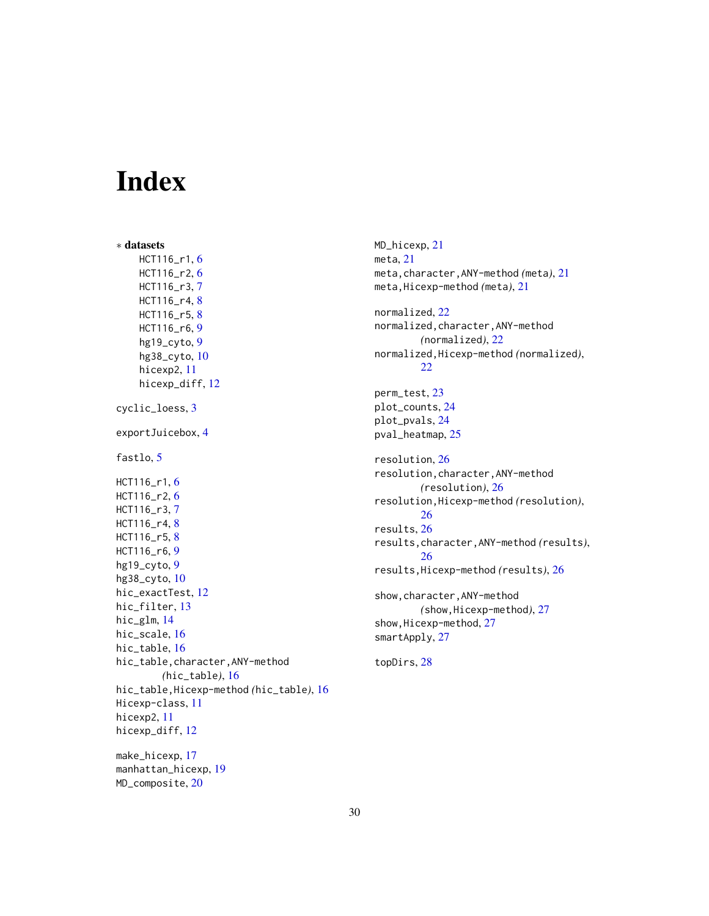# Index

* datasets
  - HCT116_r1, 6
  - HCT116_r2, 6
  - HCT116_r3, 7
  - HCT116_r4, 8
  - HCT116_r5, 8
  - HCT116_r6, 9
  - hg19_cyto, 9
  - hg38_cyto, 10
  - hicexp2, 11
  - hicexp_diff, 12

cyclic_loess, 3

exportJuicebox, 4

fastlo, 5

HCT116_r1, 6
HCT116_r2, 6
HCT116_r3, 7
HCT116_r4, 8
HCT116_r5, 8
HCT116_r6, 9
hg19_cyto, 9
hg38_cyto, 10
hic_exactTest, 12
hic_filter, 13
hic_glm, 14
hic_scale, 16
hic_table, 16
hic_table,character,ANY-method *(hic_table)*, 16
hic_table,Hicexp-method *(hic_table)*, 16
Hicexp-class, 11
hicexp2, 11
hicexp_diff, 12

make_hicexp, 17
manhattan_hicexp, 19
MD_composite, 20
MD_hicexp, 21
meta, 21
meta,character,ANY-method *(meta)*, 21
meta,Hicexp-method *(meta)*, 21

normalized, 22
normalized,character,ANY-method *(normalized)*, 22
normalized,Hicexp-method *(normalized)*, 22

perm_test, 23
plot_counts, 24
plot_pvals, 24
pval_heatmap, 25

resolution, 26
resolution,character,ANY-method *(resolution)*, 26
resolution,Hicexp-method *(resolution)*, 26
results, 26
results,character,ANY-method *(results)*, 26
results,Hicexp-method *(results)*, 26

show,character,ANY-method *(show,Hicexp-method)*, 27
show,Hicexp-method, 27
smartApply, 27

topDirs, 28